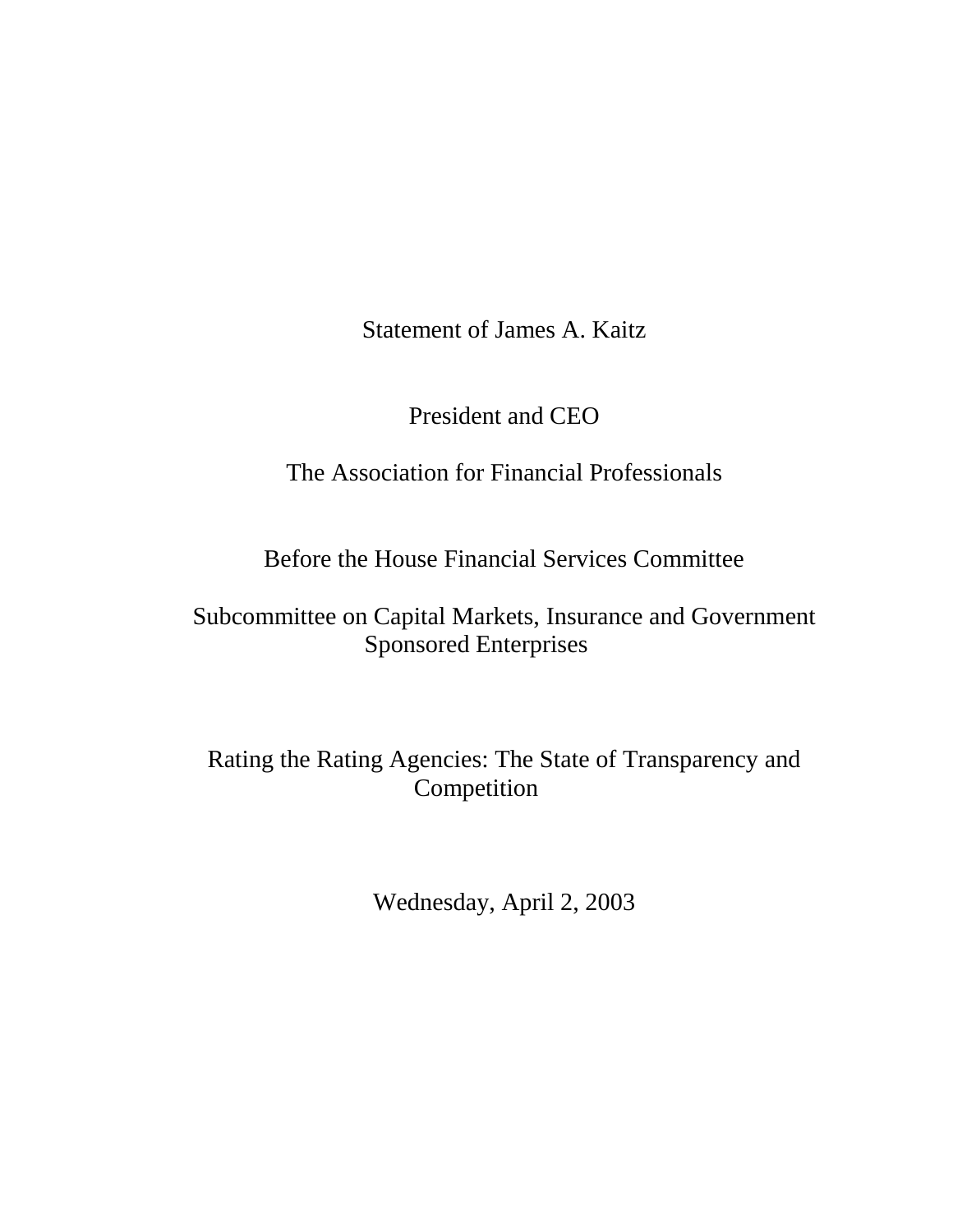Statement of James A. Kaitz

President and CEO

The Association for Financial Professionals

Before the House Financial Services Committee

Subcommittee on Capital Markets, Insurance and Government Sponsored Enterprises

Rating the Rating Agencies: The State of Transparency and Competition

Wednesday, April 2, 2003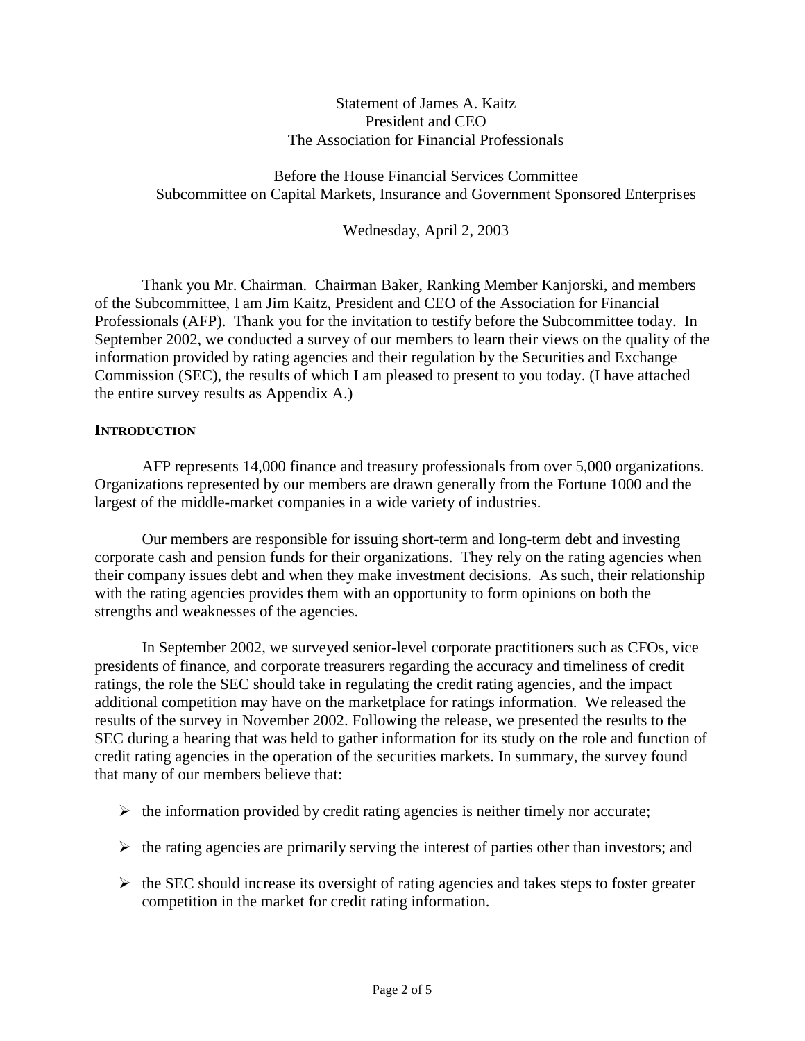Statement of James A. Kaitz
President and CEO
The Association for Financial Professionals

Before the House Financial Services Committee
Subcommittee on Capital Markets, Insurance and Government Sponsored Enterprises

Wednesday, April 2, 2003

Thank you Mr. Chairman. Chairman Baker, Ranking Member Kanjorski, and members of the Subcommittee, I am Jim Kaitz, President and CEO of the Association for Financial Professionals (AFP). Thank you for the invitation to testify before the Subcommittee today. In September 2002, we conducted a survey of our members to learn their views on the quality of the information provided by rating agencies and their regulation by the Securities and Exchange Commission (SEC), the results of which I am pleased to present to you today. (I have attached the entire survey results as Appendix A.)

**INTRODUCTION**

AFP represents 14,000 finance and treasury professionals from over 5,000 organizations. Organizations represented by our members are drawn generally from the Fortune 1000 and the largest of the middle-market companies in a wide variety of industries.

Our members are responsible for issuing short-term and long-term debt and investing corporate cash and pension funds for their organizations. They rely on the rating agencies when their company issues debt and when they make investment decisions. As such, their relationship with the rating agencies provides them with an opportunity to form opinions on both the strengths and weaknesses of the agencies.

In September 2002, we surveyed senior-level corporate practitioners such as CFOs, vice presidents of finance, and corporate treasurers regarding the accuracy and timeliness of credit ratings, the role the SEC should take in regulating the credit rating agencies, and the impact additional competition may have on the marketplace for ratings information. We released the results of the survey in November 2002. Following the release, we presented the results to the SEC during a hearing that was held to gather information for its study on the role and function of credit rating agencies in the operation of the securities markets. In summary, the survey found that many of our members believe that:

- the information provided by credit rating agencies is neither timely nor accurate;
- the rating agencies are primarily serving the interest of parties other than investors; and
- the SEC should increase its oversight of rating agencies and takes steps to foster greater competition in the market for credit rating information.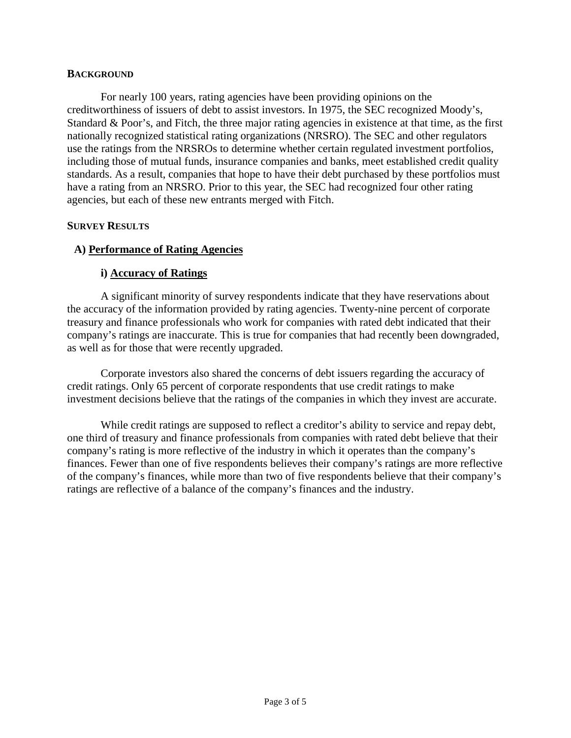## BACKGROUND

For nearly 100 years, rating agencies have been providing opinions on the creditworthiness of issuers of debt to assist investors. In 1975, the SEC recognized Moody's, Standard & Poor's, and Fitch, the three major rating agencies in existence at that time, as the first nationally recognized statistical rating organizations (NRSRO). The SEC and other regulators use the ratings from the NRSROs to determine whether certain regulated investment portfolios, including those of mutual funds, insurance companies and banks, meet established credit quality standards. As a result, companies that hope to have their debt purchased by these portfolios must have a rating from an NRSRO. Prior to this year, the SEC had recognized four other rating agencies, but each of these new entrants merged with Fitch.

## SURVEY RESULTS

### A) Performance of Rating Agencies

#### i) Accuracy of Ratings

A significant minority of survey respondents indicate that they have reservations about the accuracy of the information provided by rating agencies. Twenty-nine percent of corporate treasury and finance professionals who work for companies with rated debt indicated that their company's ratings are inaccurate. This is true for companies that had recently been downgraded, as well as for those that were recently upgraded.

Corporate investors also shared the concerns of debt issuers regarding the accuracy of credit ratings. Only 65 percent of corporate respondents that use credit ratings to make investment decisions believe that the ratings of the companies in which they invest are accurate.

While credit ratings are supposed to reflect a creditor's ability to service and repay debt, one third of treasury and finance professionals from companies with rated debt believe that their company's rating is more reflective of the industry in which it operates than the company's finances. Fewer than one of five respondents believes their company's ratings are more reflective of the company's finances, while more than two of five respondents believe that their company's ratings are reflective of a balance of the company's finances and the industry.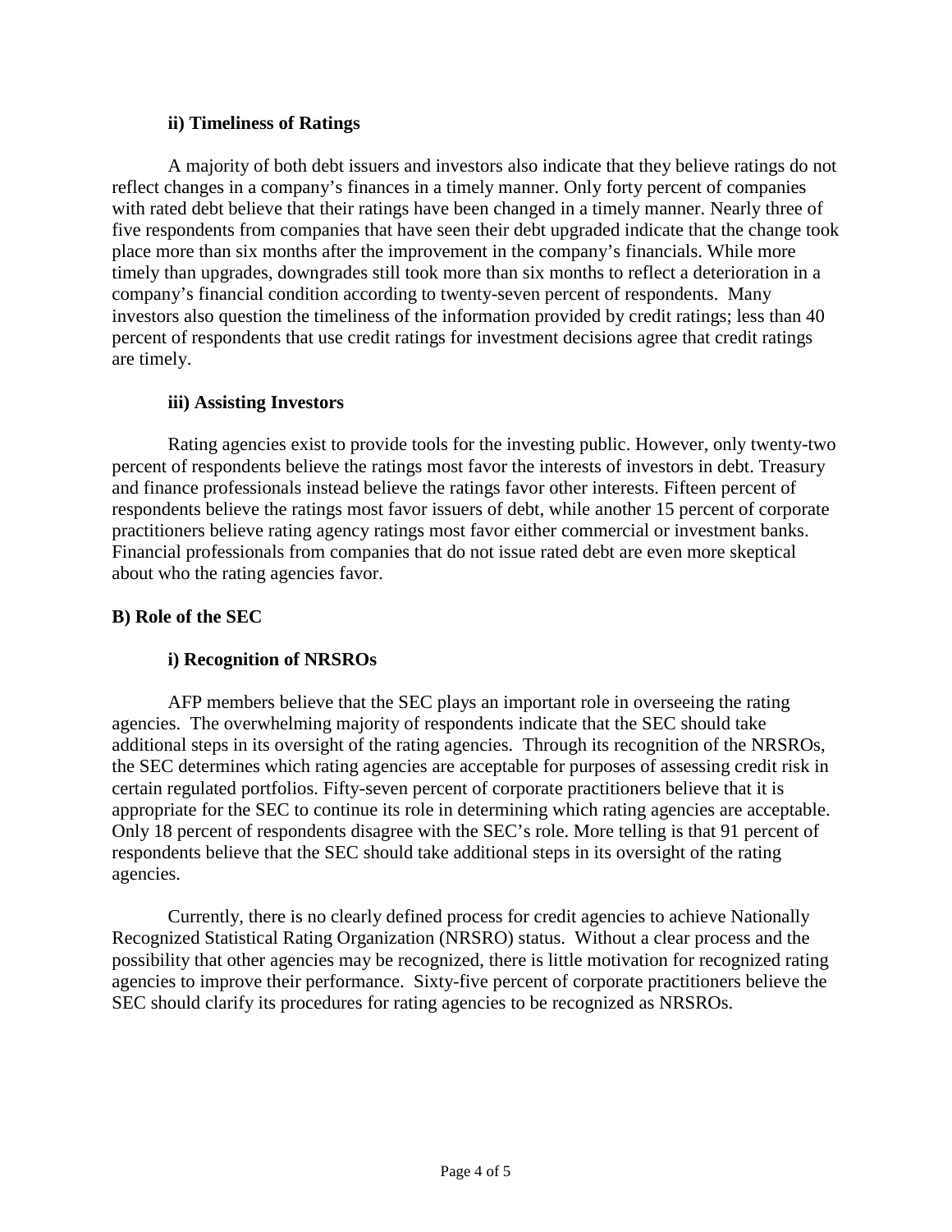### ii) Timeliness of Ratings

A majority of both debt issuers and investors also indicate that they believe ratings do not reflect changes in a company's finances in a timely manner. Only forty percent of companies with rated debt believe that their ratings have been changed in a timely manner. Nearly three of five respondents from companies that have seen their debt upgraded indicate that the change took place more than six months after the improvement in the company's financials. While more timely than upgrades, downgrades still took more than six months to reflect a deterioration in a company's financial condition according to twenty-seven percent of respondents. Many investors also question the timeliness of the information provided by credit ratings; less than 40 percent of respondents that use credit ratings for investment decisions agree that credit ratings are timely.

### iii) Assisting Investors

Rating agencies exist to provide tools for the investing public. However, only twenty-two percent of respondents believe the ratings most favor the interests of investors in debt. Treasury and finance professionals instead believe the ratings favor other interests. Fifteen percent of respondents believe the ratings most favor issuers of debt, while another 15 percent of corporate practitioners believe rating agency ratings most favor either commercial or investment banks. Financial professionals from companies that do not issue rated debt are even more skeptical about who the rating agencies favor.

## B) Role of the SEC

### i) Recognition of NRSROs

AFP members believe that the SEC plays an important role in overseeing the rating agencies. The overwhelming majority of respondents indicate that the SEC should take additional steps in its oversight of the rating agencies. Through its recognition of the NRSROs, the SEC determines which rating agencies are acceptable for purposes of assessing credit risk in certain regulated portfolios. Fifty-seven percent of corporate practitioners believe that it is appropriate for the SEC to continue its role in determining which rating agencies are acceptable. Only 18 percent of respondents disagree with the SEC's role. More telling is that 91 percent of respondents believe that the SEC should take additional steps in its oversight of the rating agencies.

Currently, there is no clearly defined process for credit agencies to achieve Nationally Recognized Statistical Rating Organization (NRSRO) status. Without a clear process and the possibility that other agencies may be recognized, there is little motivation for recognized rating agencies to improve their performance. Sixty-five percent of corporate practitioners believe the SEC should clarify its procedures for rating agencies to be recognized as NRSROs.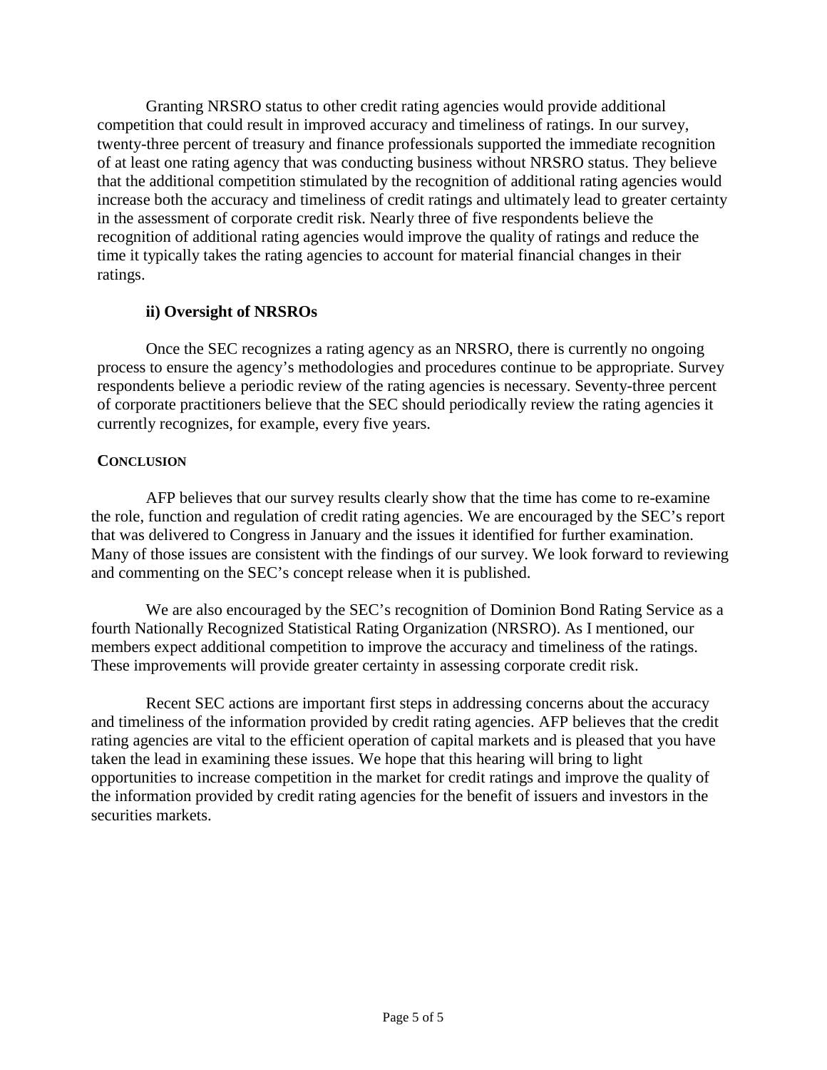Granting NRSRO status to other credit rating agencies would provide additional competition that could result in improved accuracy and timeliness of ratings. In our survey, twenty-three percent of treasury and finance professionals supported the immediate recognition of at least one rating agency that was conducting business without NRSRO status. They believe that the additional competition stimulated by the recognition of additional rating agencies would increase both the accuracy and timeliness of credit ratings and ultimately lead to greater certainty in the assessment of corporate credit risk. Nearly three of five respondents believe the recognition of additional rating agencies would improve the quality of ratings and reduce the time it typically takes the rating agencies to account for material financial changes in their ratings.

### ii) Oversight of NRSROs

Once the SEC recognizes a rating agency as an NRSRO, there is currently no ongoing process to ensure the agency's methodologies and procedures continue to be appropriate. Survey respondents believe a periodic review of the rating agencies is necessary. Seventy-three percent of corporate practitioners believe that the SEC should periodically review the rating agencies it currently recognizes, for example, every five years.

## CONCLUSION

AFP believes that our survey results clearly show that the time has come to re-examine the role, function and regulation of credit rating agencies. We are encouraged by the SEC's report that was delivered to Congress in January and the issues it identified for further examination. Many of those issues are consistent with the findings of our survey. We look forward to reviewing and commenting on the SEC's concept release when it is published.

We are also encouraged by the SEC's recognition of Dominion Bond Rating Service as a fourth Nationally Recognized Statistical Rating Organization (NRSRO). As I mentioned, our members expect additional competition to improve the accuracy and timeliness of the ratings. These improvements will provide greater certainty in assessing corporate credit risk.

Recent SEC actions are important first steps in addressing concerns about the accuracy and timeliness of the information provided by credit rating agencies. AFP believes that the credit rating agencies are vital to the efficient operation of capital markets and is pleased that you have taken the lead in examining these issues. We hope that this hearing will bring to light opportunities to increase competition in the market for credit ratings and improve the quality of the information provided by credit rating agencies for the benefit of issuers and investors in the securities markets.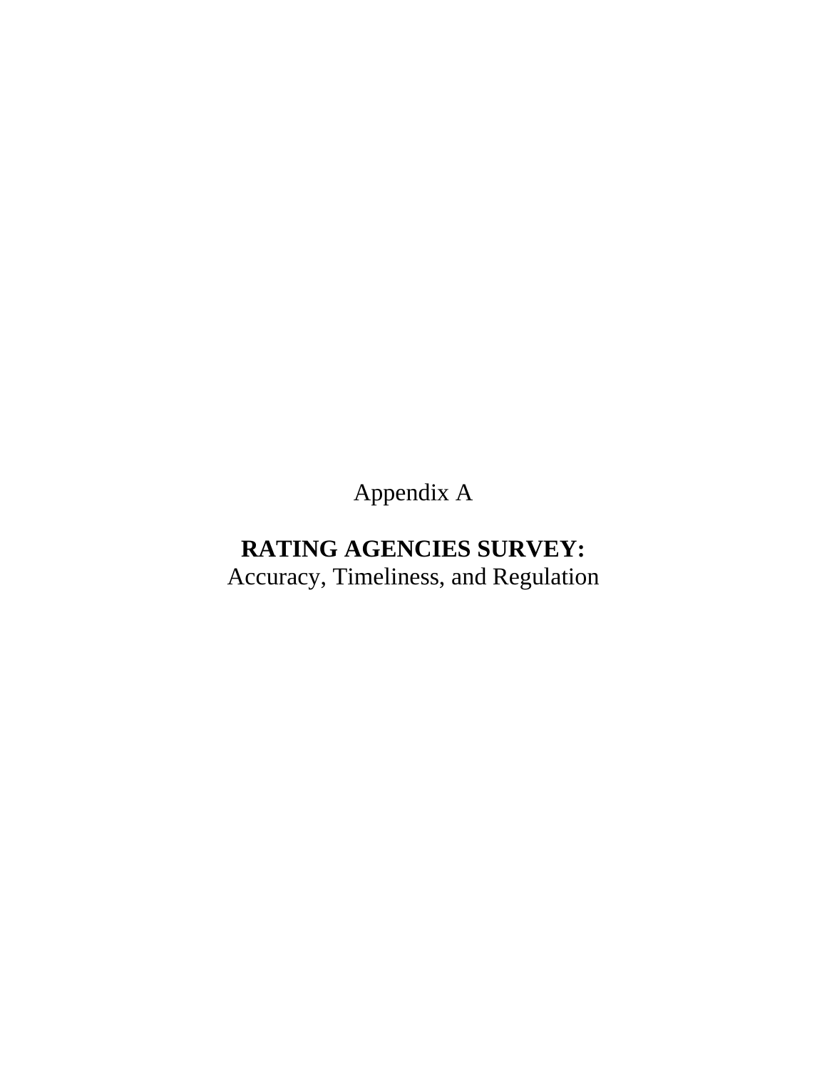Appendix A

# RATING AGENCIES SURVEY:

Accuracy, Timeliness, and Regulation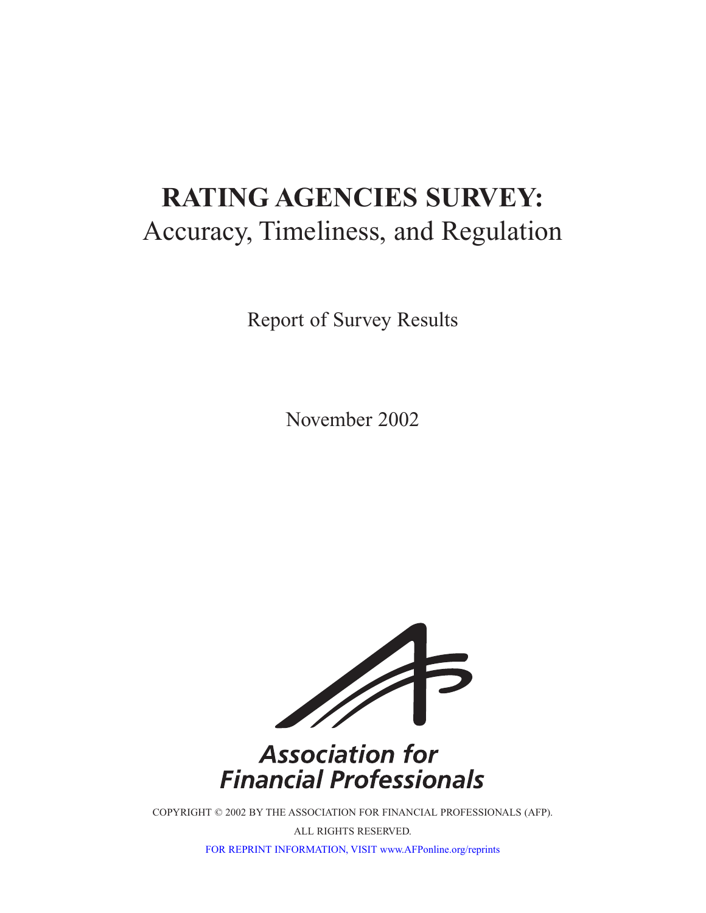# RATING AGENCIES SURVEY:
## Accuracy, Timeliness, and Regulation

Report of Survey Results

November 2002

Association for Financial Professionals

COPYRIGHT © 2002 BY THE ASSOCIATION FOR FINANCIAL PROFESSIONALS (AFP).

ALL RIGHTS RESERVED.

FOR REPRINT INFORMATION, VISIT www.AFPonline.org/reprints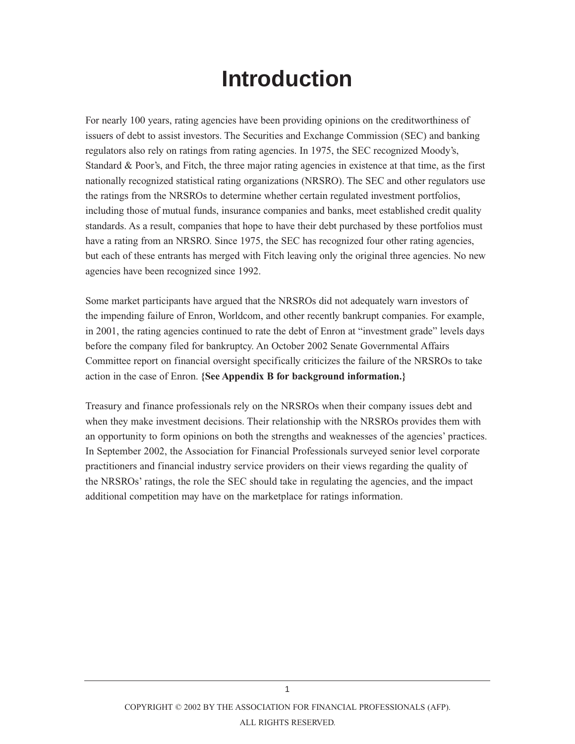# Introduction

For nearly 100 years, rating agencies have been providing opinions on the creditworthiness of issuers of debt to assist investors. The Securities and Exchange Commission (SEC) and banking regulators also rely on ratings from rating agencies. In 1975, the SEC recognized Moody's, Standard & Poor's, and Fitch, the three major rating agencies in existence at that time, as the first nationally recognized statistical rating organizations (NRSRO). The SEC and other regulators use the ratings from the NRSROs to determine whether certain regulated investment portfolios, including those of mutual funds, insurance companies and banks, meet established credit quality standards. As a result, companies that hope to have their debt purchased by these portfolios must have a rating from an NRSRO. Since 1975, the SEC has recognized four other rating agencies, but each of these entrants has merged with Fitch leaving only the original three agencies. No new agencies have been recognized since 1992.

Some market participants have argued that the NRSROs did not adequately warn investors of the impending failure of Enron, Worldcom, and other recently bankrupt companies. For example, in 2001, the rating agencies continued to rate the debt of Enron at "investment grade" levels days before the company filed for bankruptcy. An October 2002 Senate Governmental Affairs Committee report on financial oversight specifically criticizes the failure of the NRSROs to take action in the case of Enron. **{See Appendix B for background information.}**

Treasury and finance professionals rely on the NRSROs when their company issues debt and when they make investment decisions. Their relationship with the NRSROs provides them with an opportunity to form opinions on both the strengths and weaknesses of the agencies' practices. In September 2002, the Association for Financial Professionals surveyed senior level corporate practitioners and financial industry service providers on their views regarding the quality of the NRSROs' ratings, the role the SEC should take in regulating the agencies, and the impact additional competition may have on the marketplace for ratings information.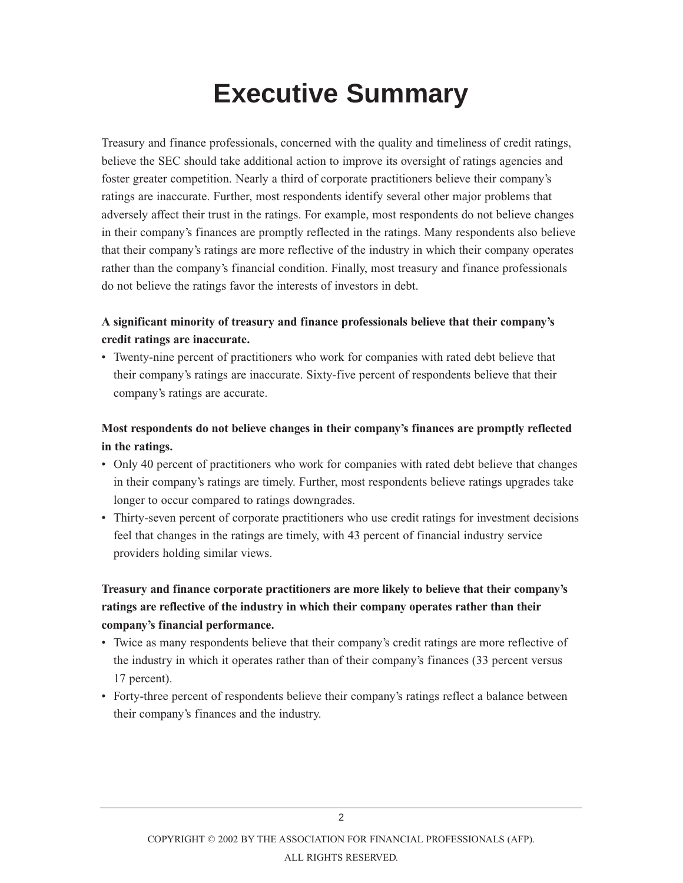# Executive Summary

Treasury and finance professionals, concerned with the quality and timeliness of credit ratings, believe the SEC should take additional action to improve its oversight of ratings agencies and foster greater competition. Nearly a third of corporate practitioners believe their company's ratings are inaccurate. Further, most respondents identify several other major problems that adversely affect their trust in the ratings. For example, most respondents do not believe changes in their company's finances are promptly reflected in the ratings. Many respondents also believe that their company's ratings are more reflective of the industry in which their company operates rather than the company's financial condition. Finally, most treasury and finance professionals do not believe the ratings favor the interests of investors in debt.

**A significant minority of treasury and finance professionals believe that their company's credit ratings are inaccurate.**

- Twenty-nine percent of practitioners who work for companies with rated debt believe that their company's ratings are inaccurate. Sixty-five percent of respondents believe that their company's ratings are accurate.

**Most respondents do not believe changes in their company's finances are promptly reflected in the ratings.**

- Only 40 percent of practitioners who work for companies with rated debt believe that changes in their company's ratings are timely. Further, most respondents believe ratings upgrades take longer to occur compared to ratings downgrades.
- Thirty-seven percent of corporate practitioners who use credit ratings for investment decisions feel that changes in the ratings are timely, with 43 percent of financial industry service providers holding similar views.

**Treasury and finance corporate practitioners are more likely to believe that their company's ratings are reflective of the industry in which their company operates rather than their company's financial performance.**

- Twice as many respondents believe that their company's credit ratings are more reflective of the industry in which it operates rather than of their company's finances (33 percent versus 17 percent).
- Forty-three percent of respondents believe their company's ratings reflect a balance between their company's finances and the industry.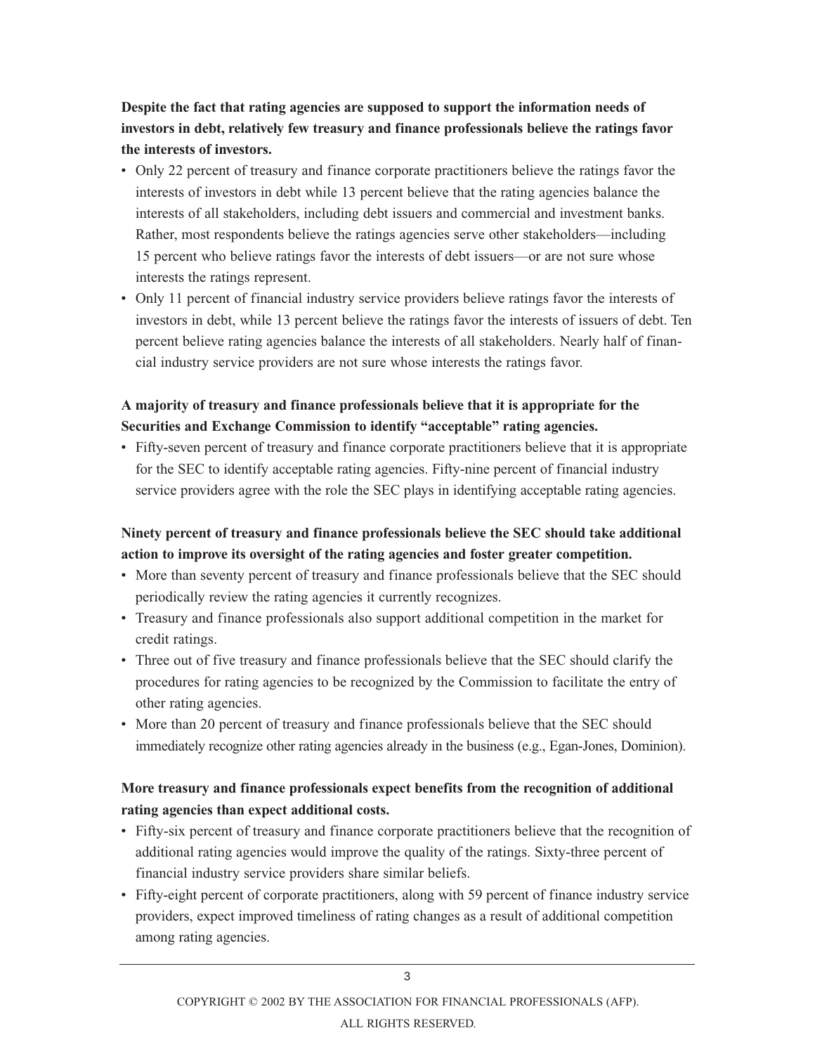**Despite the fact that rating agencies are supposed to support the information needs of investors in debt, relatively few treasury and finance professionals believe the ratings favor the interests of investors.**

- Only 22 percent of treasury and finance corporate practitioners believe the ratings favor the interests of investors in debt while 13 percent believe that the rating agencies balance the interests of all stakeholders, including debt issuers and commercial and investment banks. Rather, most respondents believe the ratings agencies serve other stakeholders—including 15 percent who believe ratings favor the interests of debt issuers—or are not sure whose interests the ratings represent.
- Only 11 percent of financial industry service providers believe ratings favor the interests of investors in debt, while 13 percent believe the ratings favor the interests of issuers of debt. Ten percent believe rating agencies balance the interests of all stakeholders. Nearly half of financial industry service providers are not sure whose interests the ratings favor.

**A majority of treasury and finance professionals believe that it is appropriate for the Securities and Exchange Commission to identify "acceptable" rating agencies.**

- Fifty-seven percent of treasury and finance corporate practitioners believe that it is appropriate for the SEC to identify acceptable rating agencies. Fifty-nine percent of financial industry service providers agree with the role the SEC plays in identifying acceptable rating agencies.

**Ninety percent of treasury and finance professionals believe the SEC should take additional action to improve its oversight of the rating agencies and foster greater competition.**

- More than seventy percent of treasury and finance professionals believe that the SEC should periodically review the rating agencies it currently recognizes.
- Treasury and finance professionals also support additional competition in the market for credit ratings.
- Three out of five treasury and finance professionals believe that the SEC should clarify the procedures for rating agencies to be recognized by the Commission to facilitate the entry of other rating agencies.
- More than 20 percent of treasury and finance professionals believe that the SEC should immediately recognize other rating agencies already in the business (e.g., Egan-Jones, Dominion).

**More treasury and finance professionals expect benefits from the recognition of additional rating agencies than expect additional costs.**

- Fifty-six percent of treasury and finance corporate practitioners believe that the recognition of additional rating agencies would improve the quality of the ratings. Sixty-three percent of financial industry service providers share similar beliefs.
- Fifty-eight percent of corporate practitioners, along with 59 percent of finance industry service providers, expect improved timeliness of rating changes as a result of additional competition among rating agencies.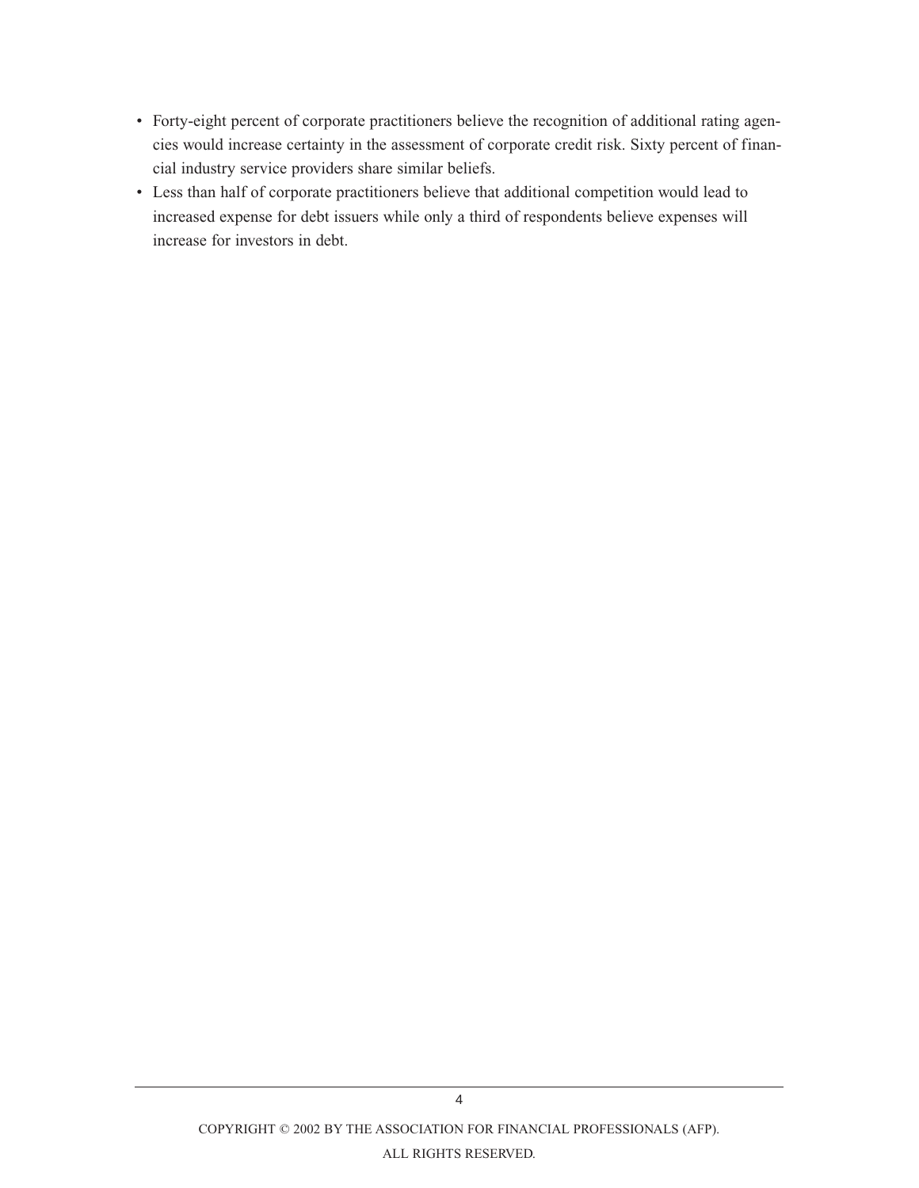- Forty-eight percent of corporate practitioners believe the recognition of additional rating agencies would increase certainty in the assessment of corporate credit risk. Sixty percent of financial industry service providers share similar beliefs.
- Less than half of corporate practitioners believe that additional competition would lead to increased expense for debt issuers while only a third of respondents believe expenses will increase for investors in debt.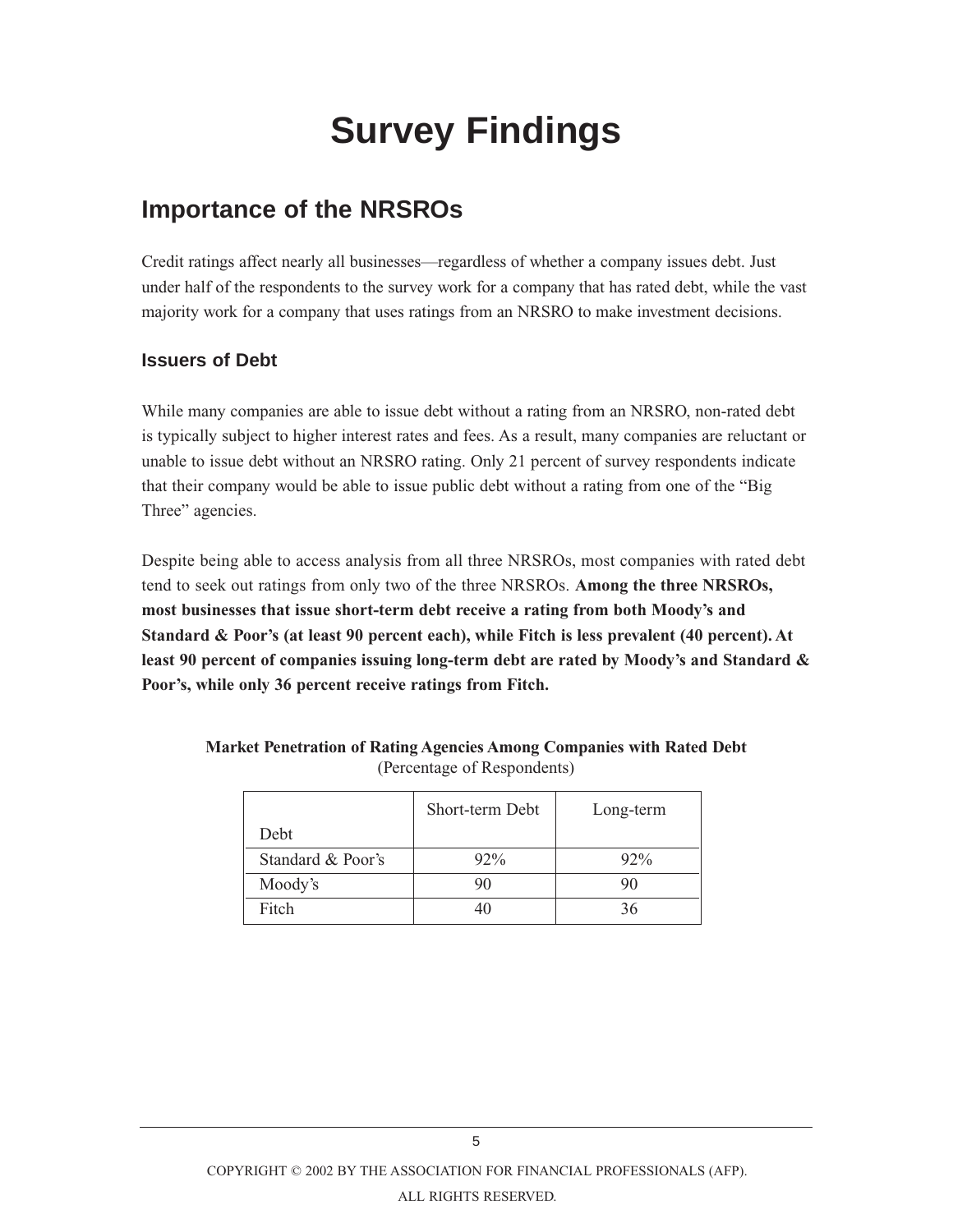# Survey Findings

## Importance of the NRSROs

Credit ratings affect nearly all businesses—regardless of whether a company issues debt. Just under half of the respondents to the survey work for a company that has rated debt, while the vast majority work for a company that uses ratings from an NRSRO to make investment decisions.

### Issuers of Debt

While many companies are able to issue debt without a rating from an NRSRO, non-rated debt is typically subject to higher interest rates and fees. As a result, many companies are reluctant or unable to issue debt without an NRSRO rating. Only 21 percent of survey respondents indicate that their company would be able to issue public debt without a rating from one of the "Big Three" agencies.

Despite being able to access analysis from all three NRSROs, most companies with rated debt tend to seek out ratings from only two of the three NRSROs. **Among the three NRSROs, most businesses that issue short-term debt receive a rating from both Moody's and Standard & Poor's (at least 90 percent each), while Fitch is less prevalent (40 percent). At least 90 percent of companies issuing long-term debt are rated by Moody's and Standard & Poor's, while only 36 percent receive ratings from Fitch.**

**Market Penetration of Rating Agencies Among Companies with Rated Debt**
(Percentage of Respondents)

| Debt | Short-term Debt | Long-term |
|---|---|---|
| Standard & Poor's | 92% | 92% |
| Moody's | 90 | 90 |
| Fitch | 40 | 36 |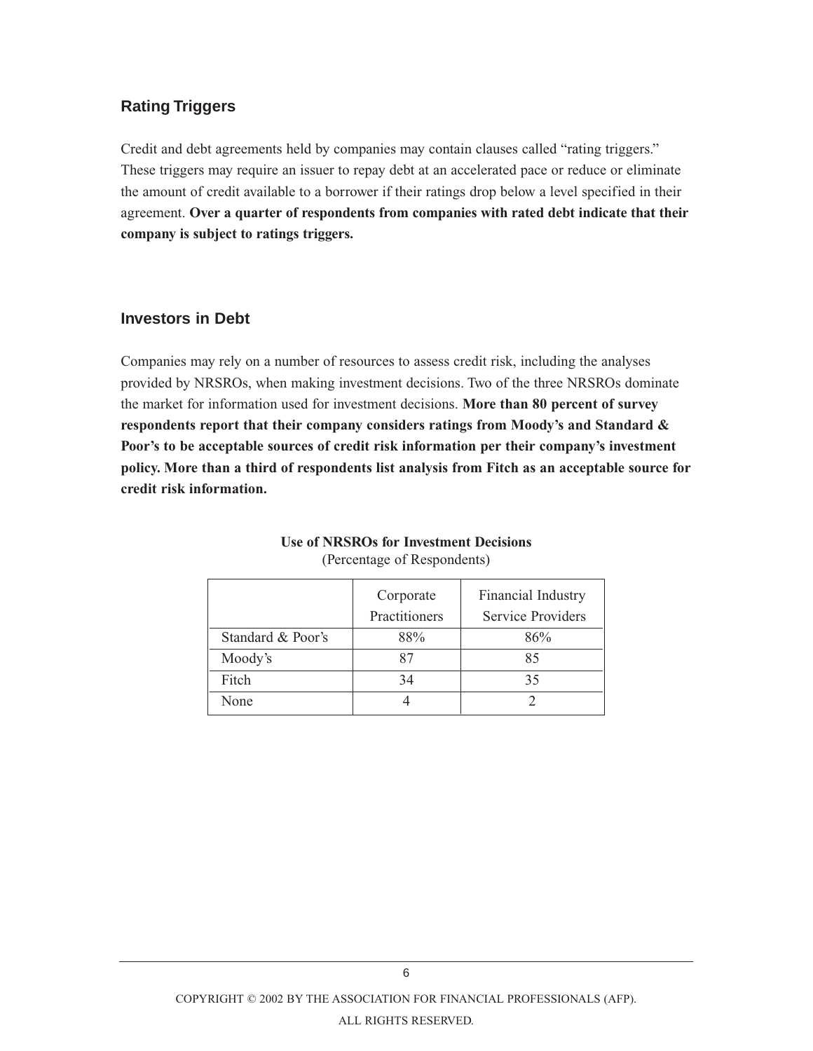## Rating Triggers

Credit and debt agreements held by companies may contain clauses called "rating triggers." These triggers may require an issuer to repay debt at an accelerated pace or reduce or eliminate the amount of credit available to a borrower if their ratings drop below a level specified in their agreement. **Over a quarter of respondents from companies with rated debt indicate that their company is subject to ratings triggers.**

## Investors in Debt

Companies may rely on a number of resources to assess credit risk, including the analyses provided by NRSROs, when making investment decisions. Two of the three NRSROs dominate the market for information used for investment decisions. **More than 80 percent of survey respondents report that their company considers ratings from Moody's and Standard & Poor's to be acceptable sources of credit risk information per their company's investment policy. More than a third of respondents list analysis from Fitch as an acceptable source for credit risk information.**

**Use of NRSROs for Investment Decisions**
(Percentage of Respondents)

| | Corporate Practitioners | Financial Industry Service Providers |
|---|---|---|
| Standard & Poor's | 88% | 86% |
| Moody's | 87 | 85 |
| Fitch | 34 | 35 |
| None | 4 | 2 |

COPYRIGHT © 2002 BY THE ASSOCIATION FOR FINANCIAL PROFESSIONALS (AFP).
ALL RIGHTS RESERVED.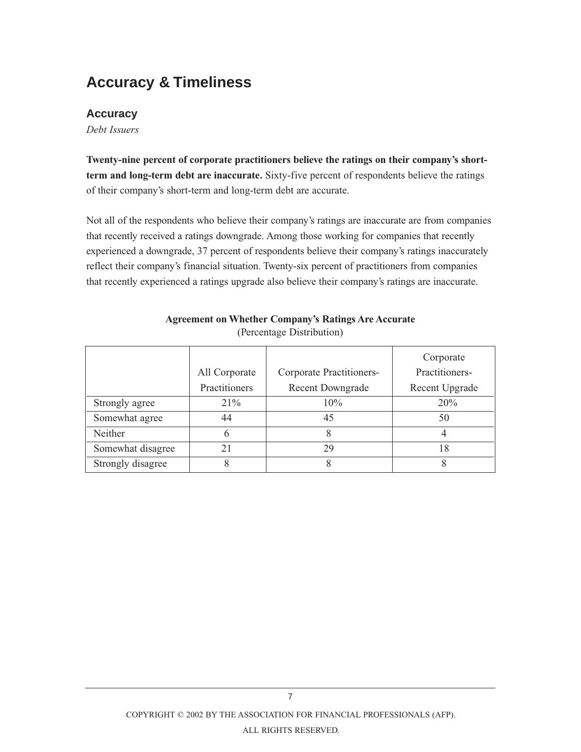## Accuracy & Timeliness

### Accuracy

*Debt Issuers*

**Twenty-nine percent of corporate practitioners believe the ratings on their company's short-term and long-term debt are inaccurate.** Sixty-five percent of respondents believe the ratings of their company's short-term and long-term debt are accurate.

Not all of the respondents who believe their company's ratings are inaccurate are from companies that recently received a ratings downgrade. Among those working for companies that recently experienced a downgrade, 37 percent of respondents believe their company's ratings inaccurately reflect their company's financial situation. Twenty-six percent of practitioners from companies that recently experienced a ratings upgrade also believe their company's ratings are inaccurate.

**Agreement on Whether Company's Ratings Are Accurate**
(Percentage Distribution)

| | All Corporate Practitioners | Corporate Practitioners-Recent Downgrade | Corporate Practitioners-Recent Upgrade |
|---|---|---|---|
| Strongly agree | 21% | 10% | 20% |
| Somewhat agree | 44 | 45 | 50 |
| Neither | 6 | 8 | 4 |
| Somewhat disagree | 21 | 29 | 18 |
| Strongly disagree | 8 | 8 | 8 |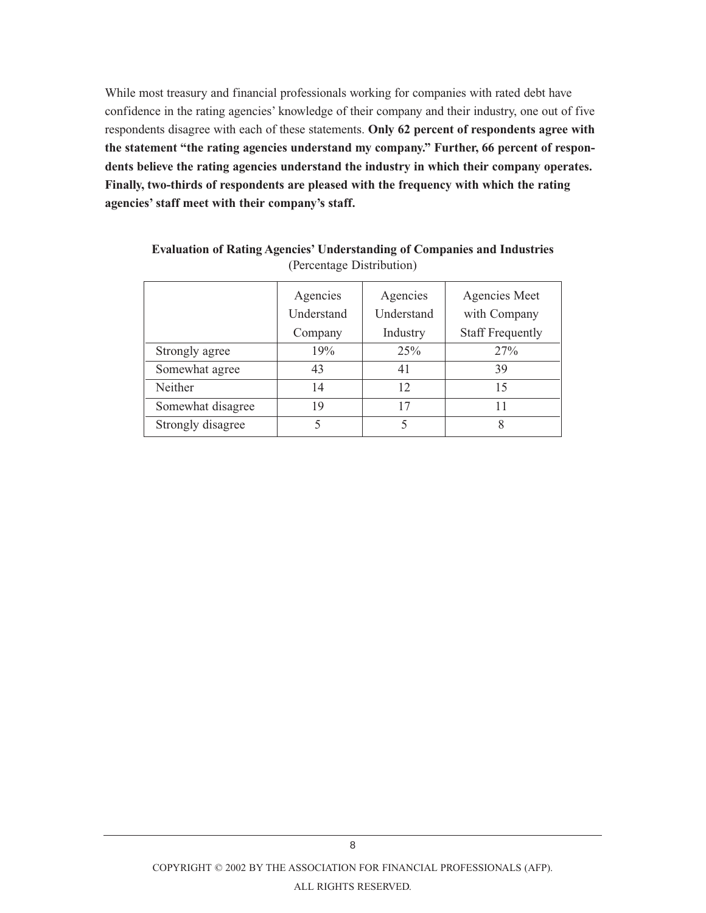While most treasury and financial professionals working for companies with rated debt have confidence in the rating agencies' knowledge of their company and their industry, one out of five respondents disagree with each of these statements. **Only 62 percent of respondents agree with the statement "the rating agencies understand my company." Further, 66 percent of respondents believe the rating agencies understand the industry in which their company operates. Finally, two-thirds of respondents are pleased with the frequency with which the rating agencies' staff meet with their company's staff.**

**Evaluation of Rating Agencies' Understanding of Companies and Industries**
(Percentage Distribution)

| | Agencies Understand Company | Agencies Understand Industry | Agencies Meet with Company Staff Frequently |
|---|---|---|---|
| Strongly agree | 19% | 25% | 27% |
| Somewhat agree | 43 | 41 | 39 |
| Neither | 14 | 12 | 15 |
| Somewhat disagree | 19 | 17 | 11 |
| Strongly disagree | 5 | 5 | 8 |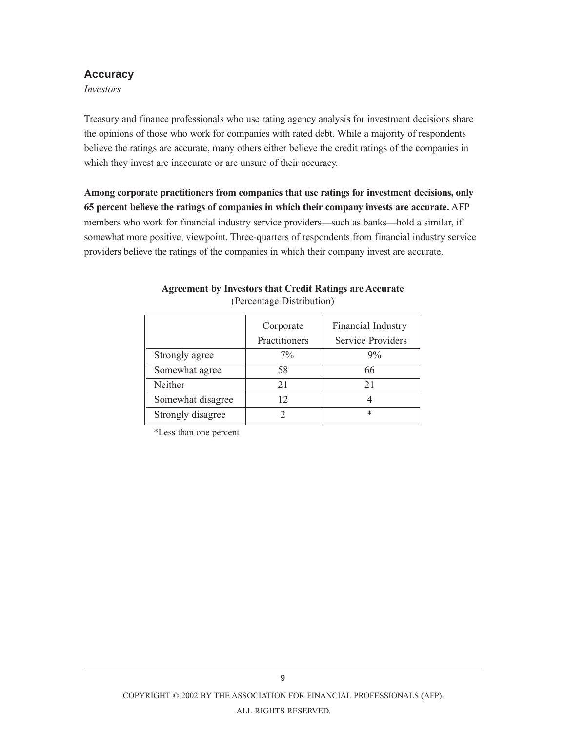## Accuracy

*Investors*

Treasury and finance professionals who use rating agency analysis for investment decisions share the opinions of those who work for companies with rated debt. While a majority of respondents believe the ratings are accurate, many others either believe the credit ratings of the companies in which they invest are inaccurate or are unsure of their accuracy.

**Among corporate practitioners from companies that use ratings for investment decisions, only 65 percent believe the ratings of companies in which their company invests are accurate.** AFP members who work for financial industry service providers—such as banks—hold a similar, if somewhat more positive, viewpoint. Three-quarters of respondents from financial industry service providers believe the ratings of the companies in which their company invest are accurate.

**Agreement by Investors that Credit Ratings are Accurate**
(Percentage Distribution)

| | Corporate Practitioners | Financial Industry Service Providers |
|---|---|---|
| Strongly agree | 7% | 9% |
| Somewhat agree | 58 | 66 |
| Neither | 21 | 21 |
| Somewhat disagree | 12 | 4 |
| Strongly disagree | 2 | * |

*Less than one percent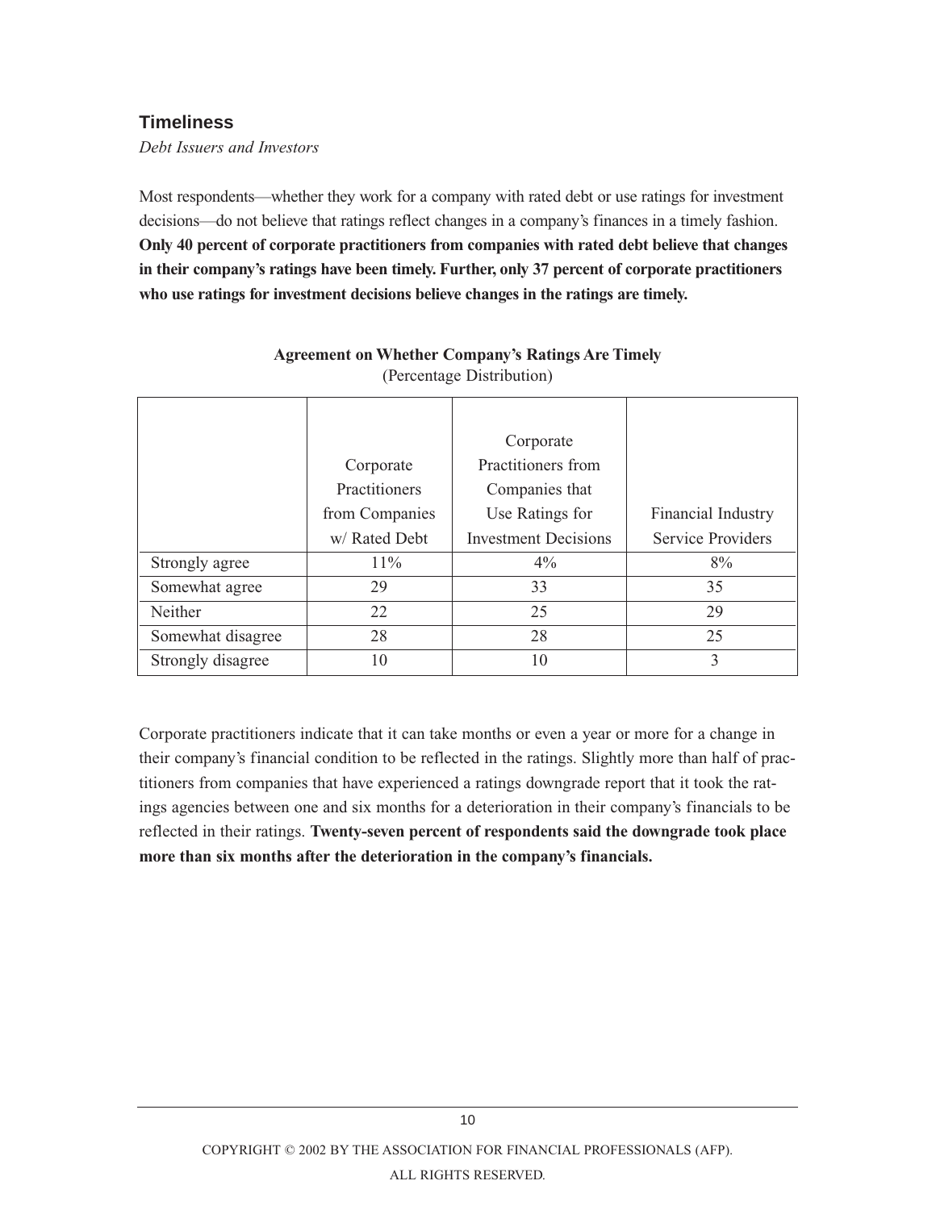## Timeliness

*Debt Issuers and Investors*

Most respondents—whether they work for a company with rated debt or use ratings for investment decisions—do not believe that ratings reflect changes in a company's finances in a timely fashion. **Only 40 percent of corporate practitioners from companies with rated debt believe that changes in their company's ratings have been timely. Further, only 37 percent of corporate practitioners who use ratings for investment decisions believe changes in the ratings are timely.**

**Agreement on Whether Company's Ratings Are Timely**
(Percentage Distribution)

| | Corporate Practitioners from Companies w/ Rated Debt | Corporate Practitioners from Companies that Use Ratings for Investment Decisions | Financial Industry Service Providers |
|---|---|---|---|
| Strongly agree | 11% | 4% | 8% |
| Somewhat agree | 29 | 33 | 35 |
| Neither | 22 | 25 | 29 |
| Somewhat disagree | 28 | 28 | 25 |
| Strongly disagree | 10 | 10 | 3 |

Corporate practitioners indicate that it can take months or even a year or more for a change in their company's financial condition to be reflected in the ratings. Slightly more than half of practitioners from companies that have experienced a ratings downgrade report that it took the ratings agencies between one and six months for a deterioration in their company's financials to be reflected in their ratings. **Twenty-seven percent of respondents said the downgrade took place more than six months after the deterioration in the company's financials.**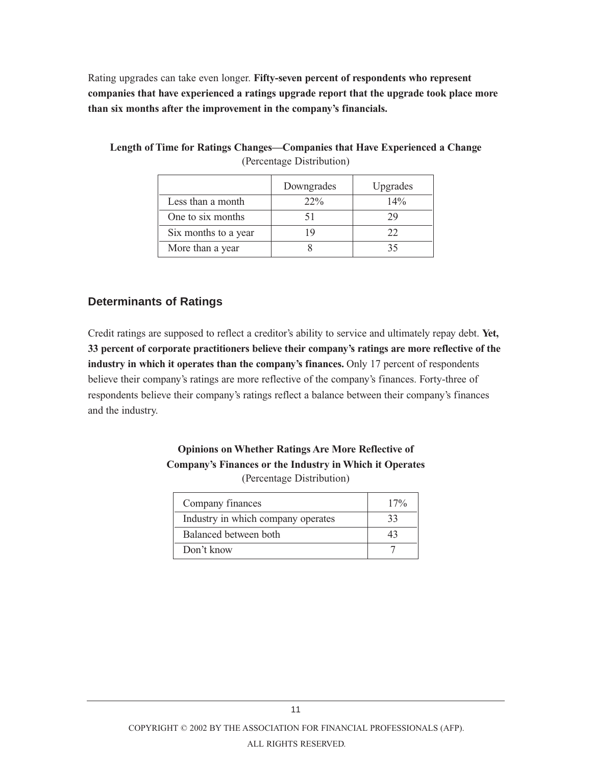Rating upgrades can take even longer. **Fifty-seven percent of respondents who represent companies that have experienced a ratings upgrade report that the upgrade took place more than six months after the improvement in the company's financials.**

**Length of Time for Ratings Changes—Companies that Have Experienced a Change**
(Percentage Distribution)

| | Downgrades | Upgrades |
|---|---|---|
| Less than a month | 22% | 14% |
| One to six months | 51 | 29 |
| Six months to a year | 19 | 22 |
| More than a year | 8 | 35 |

## Determinants of Ratings

Credit ratings are supposed to reflect a creditor's ability to service and ultimately repay debt. **Yet, 33 percent of corporate practitioners believe their company's ratings are more reflective of the industry in which it operates than the company's finances.** Only 17 percent of respondents believe their company's ratings are more reflective of the company's finances. Forty-three of respondents believe their company's ratings reflect a balance between their company's finances and the industry.

**Opinions on Whether Ratings Are More Reflective of Company's Finances or the Industry in Which it Operates**
(Percentage Distribution)

| | |
|---|---|
| Company finances | 17% |
| Industry in which company operates | 33 |
| Balanced between both | 43 |
| Don't know | 7 |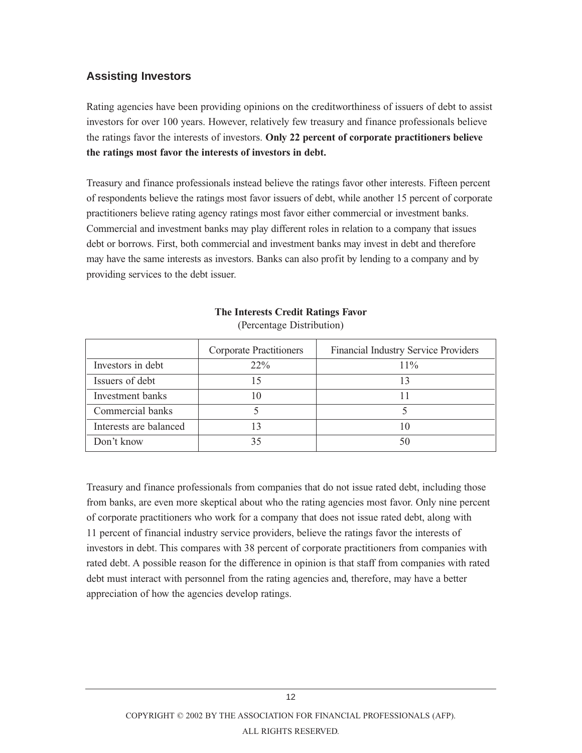## Assisting Investors

Rating agencies have been providing opinions on the creditworthiness of issuers of debt to assist investors for over 100 years. However, relatively few treasury and finance professionals believe the ratings favor the interests of investors. **Only 22 percent of corporate practitioners believe the ratings most favor the interests of investors in debt.**

Treasury and finance professionals instead believe the ratings favor other interests. Fifteen percent of respondents believe the ratings most favor issuers of debt, while another 15 percent of corporate practitioners believe rating agency ratings most favor either commercial or investment banks. Commercial and investment banks may play different roles in relation to a company that issues debt or borrows. First, both commercial and investment banks may invest in debt and therefore may have the same interests as investors. Banks can also profit by lending to a company and by providing services to the debt issuer.

**The Interests Credit Ratings Favor**
(Percentage Distribution)

| | Corporate Practitioners | Financial Industry Service Providers |
|---|---|---|
| Investors in debt | 22% | 11% |
| Issuers of debt | 15 | 13 |
| Investment banks | 10 | 11 |
| Commercial banks | 5 | 5 |
| Interests are balanced | 13 | 10 |
| Don't know | 35 | 50 |

Treasury and finance professionals from companies that do not issue rated debt, including those from banks, are even more skeptical about who the rating agencies most favor. Only nine percent of corporate practitioners who work for a company that does not issue rated debt, along with 11 percent of financial industry service providers, believe the ratings favor the interests of investors in debt. This compares with 38 percent of corporate practitioners from companies with rated debt. A possible reason for the difference in opinion is that staff from companies with rated debt must interact with personnel from the rating agencies and, therefore, may have a better appreciation of how the agencies develop ratings.

COPYRIGHT © 2002 BY THE ASSOCIATION FOR FINANCIAL PROFESSIONALS (AFP).
ALL RIGHTS RESERVED.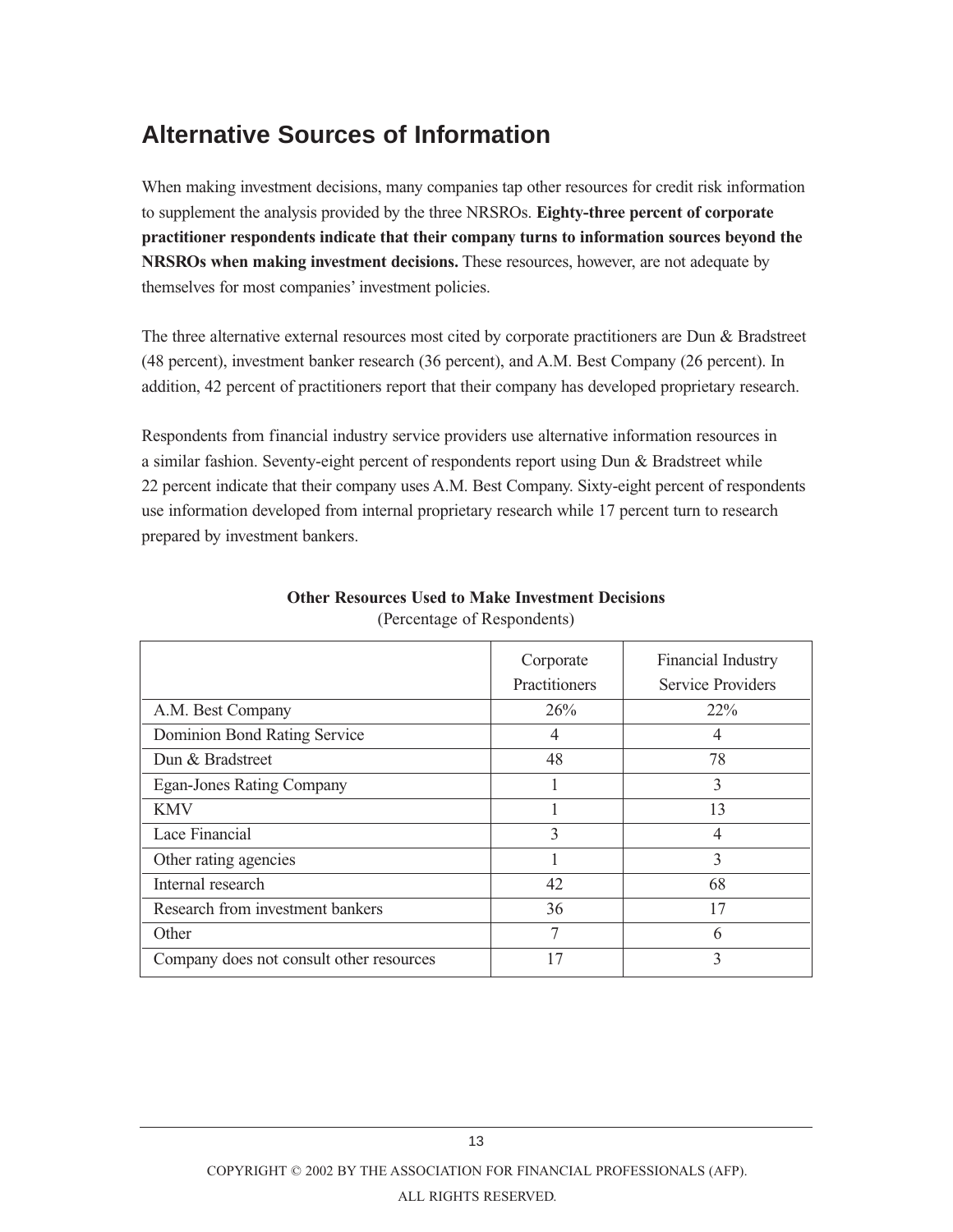## Alternative Sources of Information

When making investment decisions, many companies tap other resources for credit risk information to supplement the analysis provided by the three NRSROs. **Eighty-three percent of corporate practitioner respondents indicate that their company turns to information sources beyond the NRSROs when making investment decisions.** These resources, however, are not adequate by themselves for most companies' investment policies.

The three alternative external resources most cited by corporate practitioners are Dun & Bradstreet (48 percent), investment banker research (36 percent), and A.M. Best Company (26 percent). In addition, 42 percent of practitioners report that their company has developed proprietary research.

Respondents from financial industry service providers use alternative information resources in a similar fashion. Seventy-eight percent of respondents report using Dun & Bradstreet while 22 percent indicate that their company uses A.M. Best Company. Sixty-eight percent of respondents use information developed from internal proprietary research while 17 percent turn to research prepared by investment bankers.

**Other Resources Used to Make Investment Decisions**
(Percentage of Respondents)

| | Corporate Practitioners | Financial Industry Service Providers |
|---|---|---|
| A.M. Best Company | 26% | 22% |
| Dominion Bond Rating Service | 4 | 4 |
| Dun & Bradstreet | 48 | 78 |
| Egan-Jones Rating Company | 1 | 3 |
| KMV | 1 | 13 |
| Lace Financial | 3 | 4 |
| Other rating agencies | 1 | 3 |
| Internal research | 42 | 68 |
| Research from investment bankers | 36 | 17 |
| Other | 7 | 6 |
| Company does not consult other resources | 17 | 3 |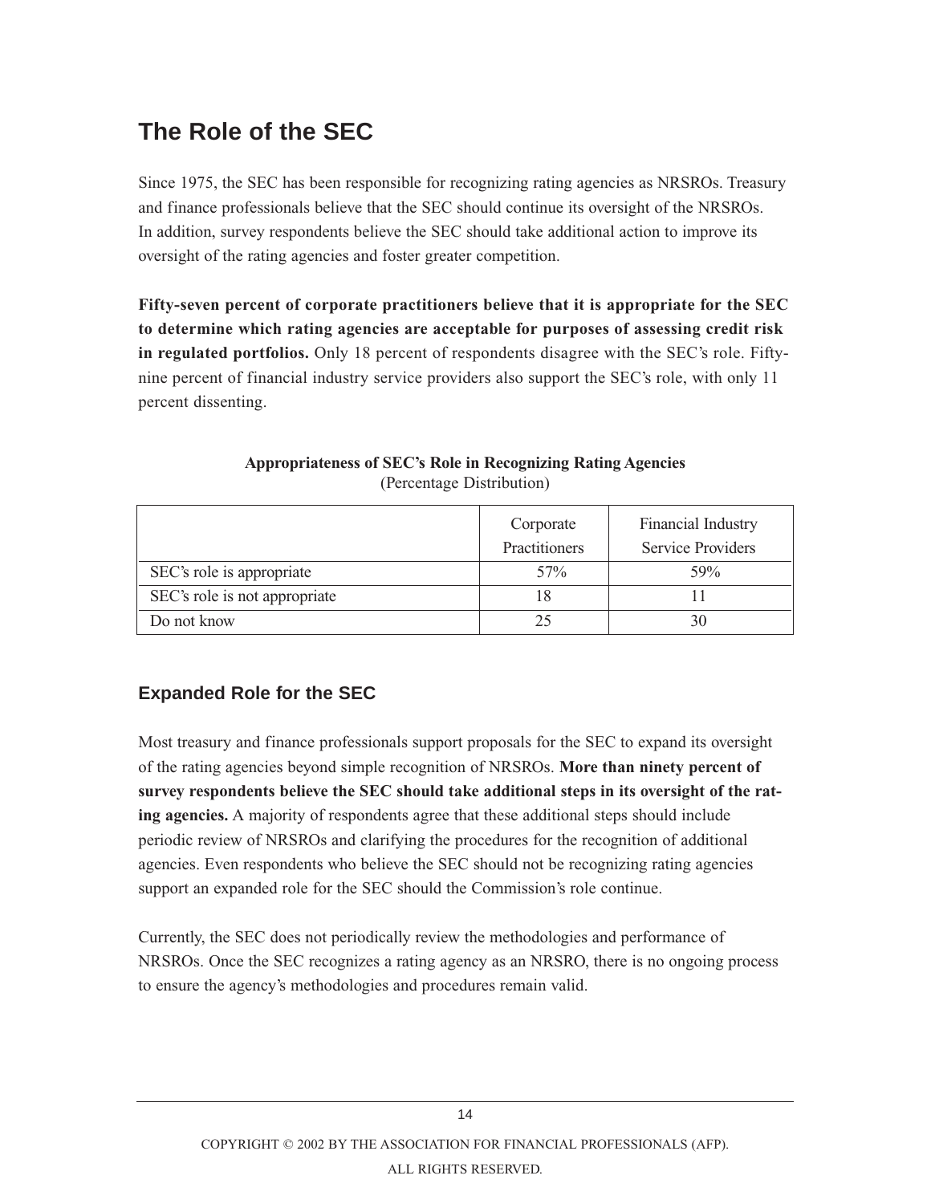## The Role of the SEC

Since 1975, the SEC has been responsible for recognizing rating agencies as NRSROs. Treasury and finance professionals believe that the SEC should continue its oversight of the NRSROs. In addition, survey respondents believe the SEC should take additional action to improve its oversight of the rating agencies and foster greater competition.

**Fifty-seven percent of corporate practitioners believe that it is appropriate for the SEC to determine which rating agencies are acceptable for purposes of assessing credit risk in regulated portfolios.** Only 18 percent of respondents disagree with the SEC's role. Fifty-nine percent of financial industry service providers also support the SEC's role, with only 11 percent dissenting.

**Appropriateness of SEC's Role in Recognizing Rating Agencies**
(Percentage Distribution)

| | Corporate Practitioners | Financial Industry Service Providers |
|---|---|---|
| SEC's role is appropriate | 57% | 59% |
| SEC's role is not appropriate | 18 | 11 |
| Do not know | 25 | 30 |

### Expanded Role for the SEC

Most treasury and finance professionals support proposals for the SEC to expand its oversight of the rating agencies beyond simple recognition of NRSROs. **More than ninety percent of survey respondents believe the SEC should take additional steps in its oversight of the rating agencies.** A majority of respondents agree that these additional steps should include periodic review of NRSROs and clarifying the procedures for the recognition of additional agencies. Even respondents who believe the SEC should not be recognizing rating agencies support an expanded role for the SEC should the Commission's role continue.

Currently, the SEC does not periodically review the methodologies and performance of NRSROs. Once the SEC recognizes a rating agency as an NRSRO, there is no ongoing process to ensure the agency's methodologies and procedures remain valid.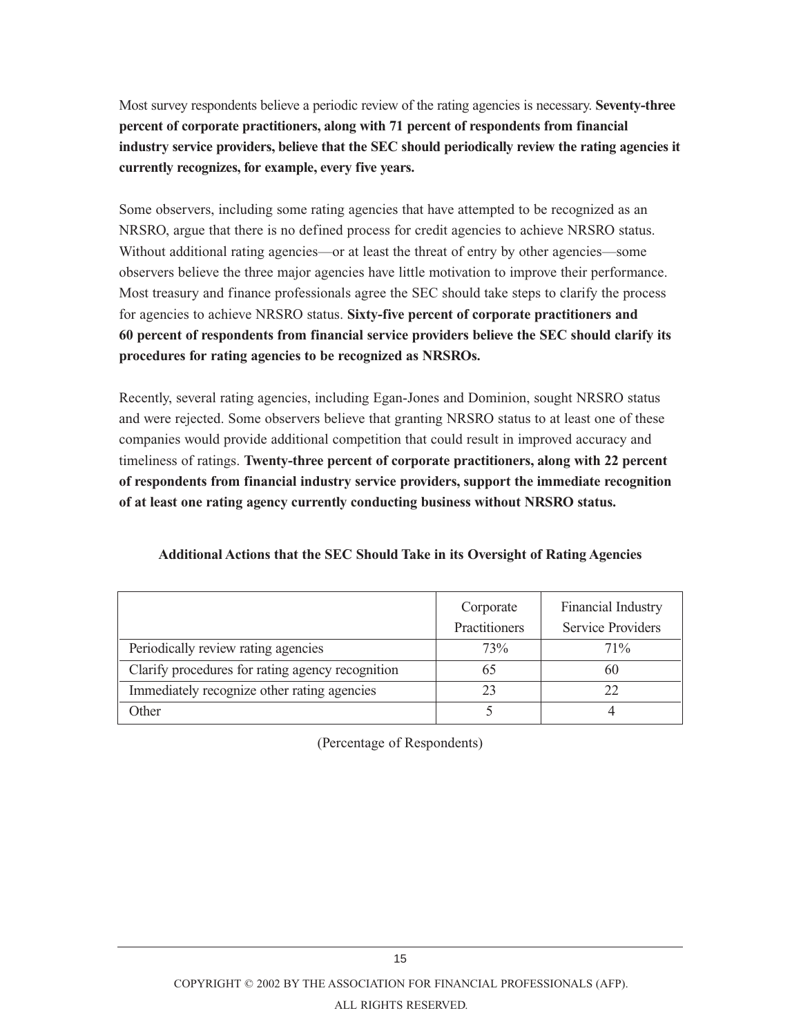Most survey respondents believe a periodic review of the rating agencies is necessary. **Seventy-three percent of corporate practitioners, along with 71 percent of respondents from financial industry service providers, believe that the SEC should periodically review the rating agencies it currently recognizes, for example, every five years.**

Some observers, including some rating agencies that have attempted to be recognized as an NRSRO, argue that there is no defined process for credit agencies to achieve NRSRO status. Without additional rating agencies—or at least the threat of entry by other agencies—some observers believe the three major agencies have little motivation to improve their performance. Most treasury and finance professionals agree the SEC should take steps to clarify the process for agencies to achieve NRSRO status. **Sixty-five percent of corporate practitioners and 60 percent of respondents from financial service providers believe the SEC should clarify its procedures for rating agencies to be recognized as NRSROs.**

Recently, several rating agencies, including Egan-Jones and Dominion, sought NRSRO status and were rejected. Some observers believe that granting NRSRO status to at least one of these companies would provide additional competition that could result in improved accuracy and timeliness of ratings. **Twenty-three percent of corporate practitioners, along with 22 percent of respondents from financial industry service providers, support the immediate recognition of at least one rating agency currently conducting business without NRSRO status.**

**Additional Actions that the SEC Should Take in its Oversight of Rating Agencies**

| | Corporate Practitioners | Financial Industry Service Providers |
|---|---|---|
| Periodically review rating agencies | 73% | 71% |
| Clarify procedures for rating agency recognition | 65 | 60 |
| Immediately recognize other rating agencies | 23 | 22 |
| Other | 5 | 4 |

(Percentage of Respondents)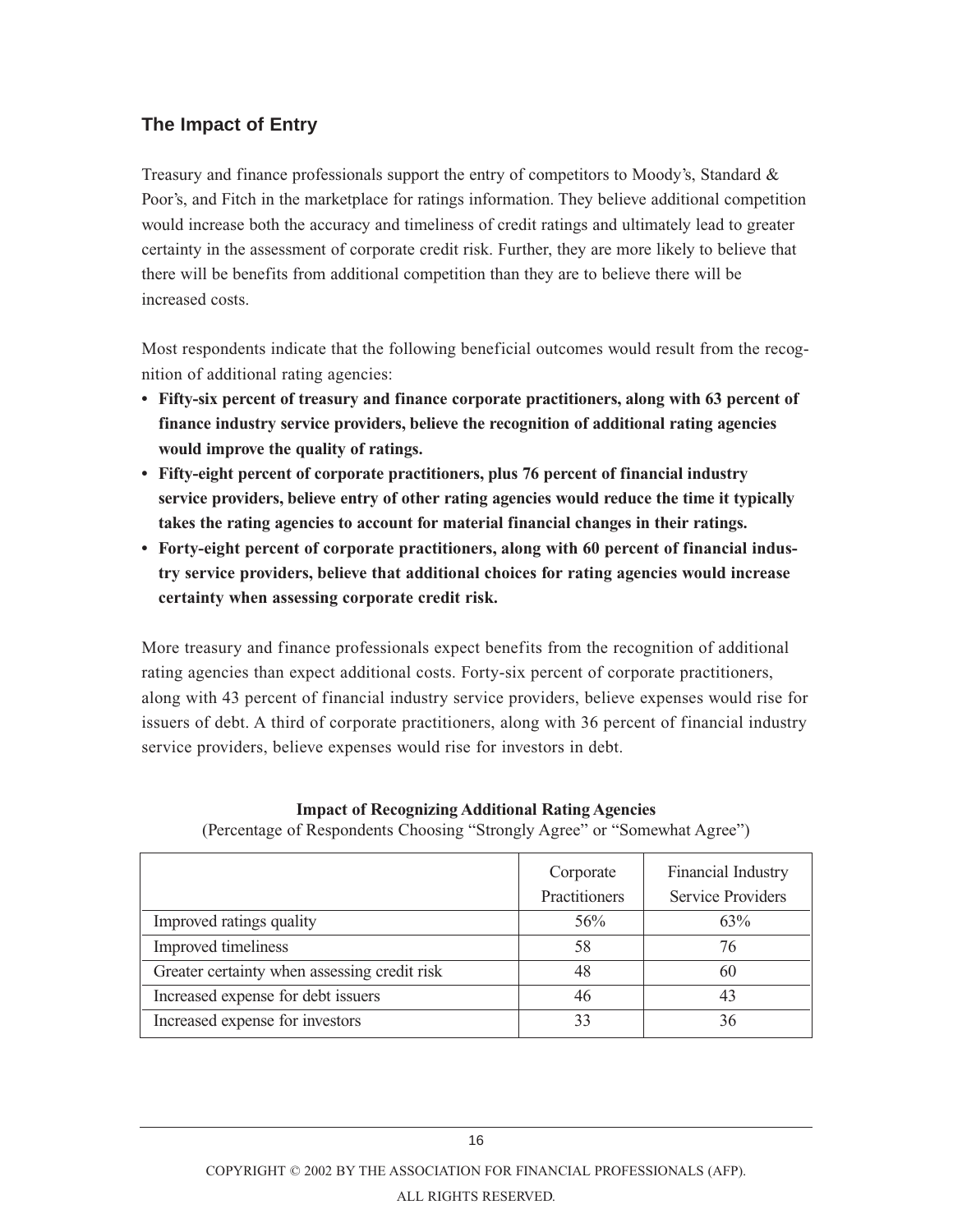## The Impact of Entry

Treasury and finance professionals support the entry of competitors to Moody's, Standard & Poor's, and Fitch in the marketplace for ratings information. They believe additional competition would increase both the accuracy and timeliness of credit ratings and ultimately lead to greater certainty in the assessment of corporate credit risk. Further, they are more likely to believe that there will be benefits from additional competition than they are to believe there will be increased costs.

Most respondents indicate that the following beneficial outcomes would result from the recognition of additional rating agencies:

- **Fifty-six percent of treasury and finance corporate practitioners, along with 63 percent of finance industry service providers, believe the recognition of additional rating agencies would improve the quality of ratings.**
- **Fifty-eight percent of corporate practitioners, plus 76 percent of financial industry service providers, believe entry of other rating agencies would reduce the time it typically takes the rating agencies to account for material financial changes in their ratings.**
- **Forty-eight percent of corporate practitioners, along with 60 percent of financial industry service providers, believe that additional choices for rating agencies would increase certainty when assessing corporate credit risk.**

More treasury and finance professionals expect benefits from the recognition of additional rating agencies than expect additional costs. Forty-six percent of corporate practitioners, along with 43 percent of financial industry service providers, believe expenses would rise for issuers of debt. A third of corporate practitioners, along with 36 percent of financial industry service providers, believe expenses would rise for investors in debt.

**Impact of Recognizing Additional Rating Agencies**
(Percentage of Respondents Choosing "Strongly Agree" or "Somewhat Agree")

| | Corporate Practitioners | Financial Industry Service Providers |
|---|---|---|
| Improved ratings quality | 56% | 63% |
| Improved timeliness | 58 | 76 |
| Greater certainty when assessing credit risk | 48 | 60 |
| Increased expense for debt issuers | 46 | 43 |
| Increased expense for investors | 33 | 36 |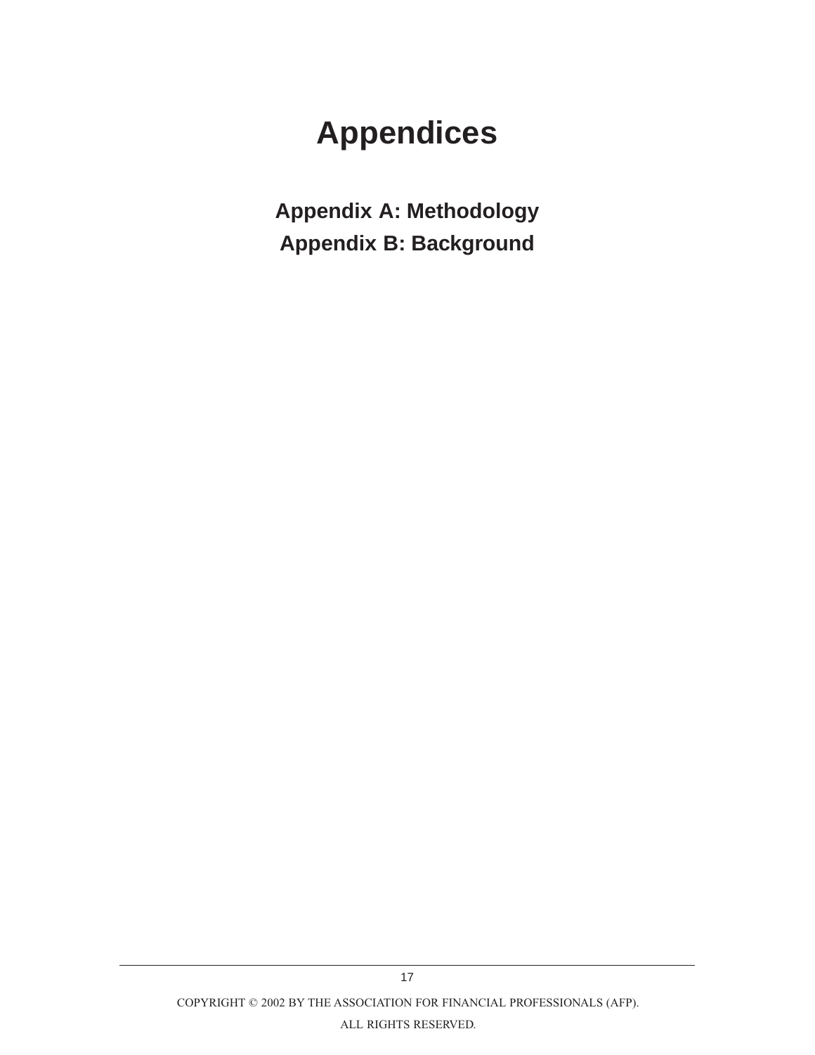# Appendices

**Appendix A: Methodology**

**Appendix B: Background**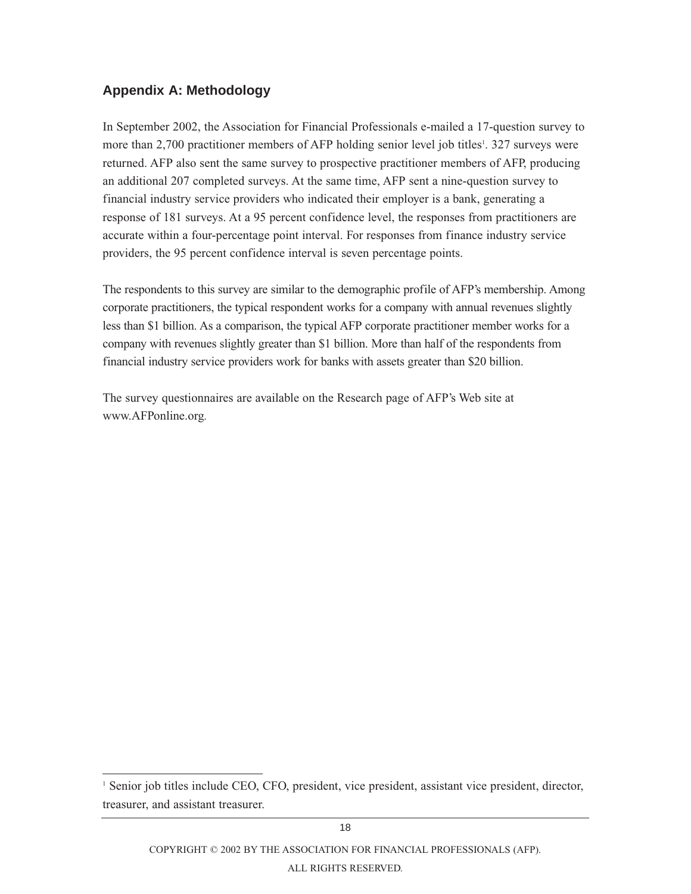## Appendix A: Methodology

In September 2002, the Association for Financial Professionals e-mailed a 17-question survey to more than 2,700 practitioner members of AFP holding senior level job titles[1]. 327 surveys were returned. AFP also sent the same survey to prospective practitioner members of AFP, producing an additional 207 completed surveys. At the same time, AFP sent a nine-question survey to financial industry service providers who indicated their employer is a bank, generating a response of 181 surveys. At a 95 percent confidence level, the responses from practitioners are accurate within a four-percentage point interval. For responses from finance industry service providers, the 95 percent confidence interval is seven percentage points.

The respondents to this survey are similar to the demographic profile of AFP's membership. Among corporate practitioners, the typical respondent works for a company with annual revenues slightly less than $1 billion. As a comparison, the typical AFP corporate practitioner member works for a company with revenues slightly greater than $1 billion. More than half of the respondents from financial industry service providers work for banks with assets greater than $20 billion.

The survey questionnaires are available on the Research page of AFP's Web site at www.AFPonline.org.

---

[1] Senior job titles include CEO, CFO, president, vice president, assistant vice president, director, treasurer, and assistant treasurer.

COPYRIGHT © 2002 BY THE ASSOCIATION FOR FINANCIAL PROFESSIONALS (AFP). ALL RIGHTS RESERVED.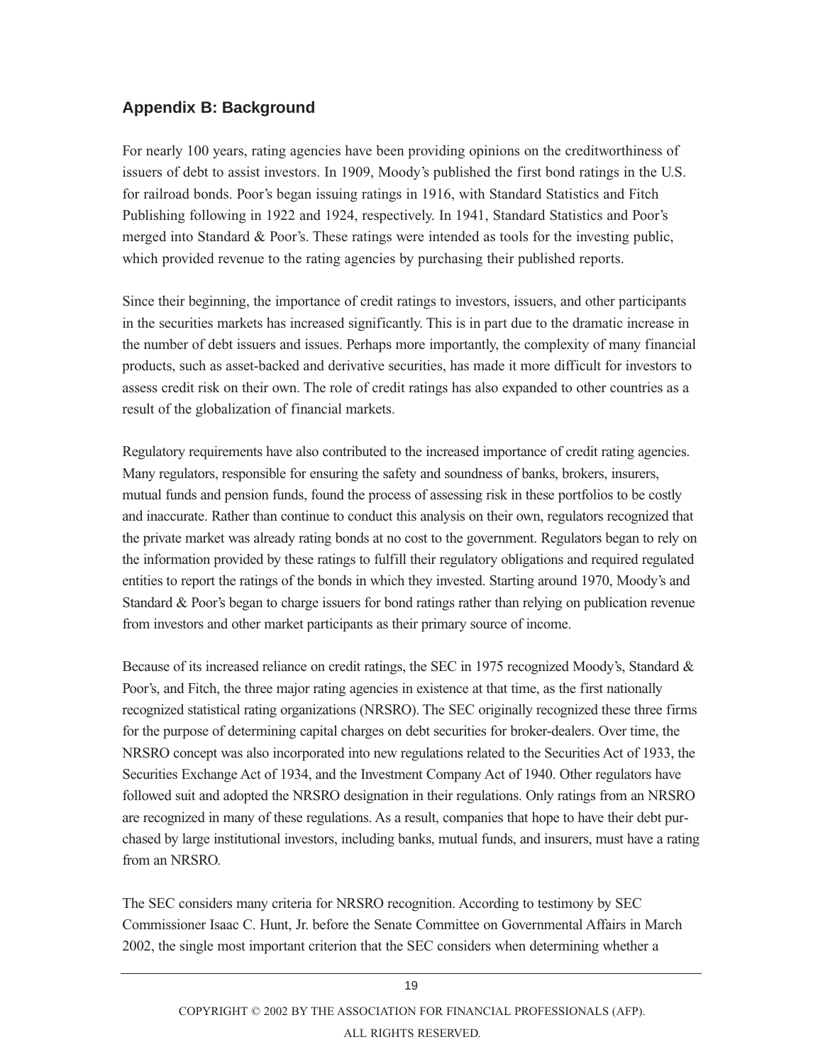## Appendix B: Background

For nearly 100 years, rating agencies have been providing opinions on the creditworthiness of issuers of debt to assist investors. In 1909, Moody's published the first bond ratings in the U.S. for railroad bonds. Poor's began issuing ratings in 1916, with Standard Statistics and Fitch Publishing following in 1922 and 1924, respectively. In 1941, Standard Statistics and Poor's merged into Standard & Poor's. These ratings were intended as tools for the investing public, which provided revenue to the rating agencies by purchasing their published reports.

Since their beginning, the importance of credit ratings to investors, issuers, and other participants in the securities markets has increased significantly. This is in part due to the dramatic increase in the number of debt issuers and issues. Perhaps more importantly, the complexity of many financial products, such as asset-backed and derivative securities, has made it more difficult for investors to assess credit risk on their own. The role of credit ratings has also expanded to other countries as a result of the globalization of financial markets.

Regulatory requirements have also contributed to the increased importance of credit rating agencies. Many regulators, responsible for ensuring the safety and soundness of banks, brokers, insurers, mutual funds and pension funds, found the process of assessing risk in these portfolios to be costly and inaccurate. Rather than continue to conduct this analysis on their own, regulators recognized that the private market was already rating bonds at no cost to the government. Regulators began to rely on the information provided by these ratings to fulfill their regulatory obligations and required regulated entities to report the ratings of the bonds in which they invested. Starting around 1970, Moody's and Standard & Poor's began to charge issuers for bond ratings rather than relying on publication revenue from investors and other market participants as their primary source of income.

Because of its increased reliance on credit ratings, the SEC in 1975 recognized Moody's, Standard & Poor's, and Fitch, the three major rating agencies in existence at that time, as the first nationally recognized statistical rating organizations (NRSRO). The SEC originally recognized these three firms for the purpose of determining capital charges on debt securities for broker-dealers. Over time, the NRSRO concept was also incorporated into new regulations related to the Securities Act of 1933, the Securities Exchange Act of 1934, and the Investment Company Act of 1940. Other regulators have followed suit and adopted the NRSRO designation in their regulations. Only ratings from an NRSRO are recognized in many of these regulations. As a result, companies that hope to have their debt purchased by large institutional investors, including banks, mutual funds, and insurers, must have a rating from an NRSRO.

The SEC considers many criteria for NRSRO recognition. According to testimony by SEC Commissioner Isaac C. Hunt, Jr. before the Senate Committee on Governmental Affairs in March 2002, the single most important criterion that the SEC considers when determining whether a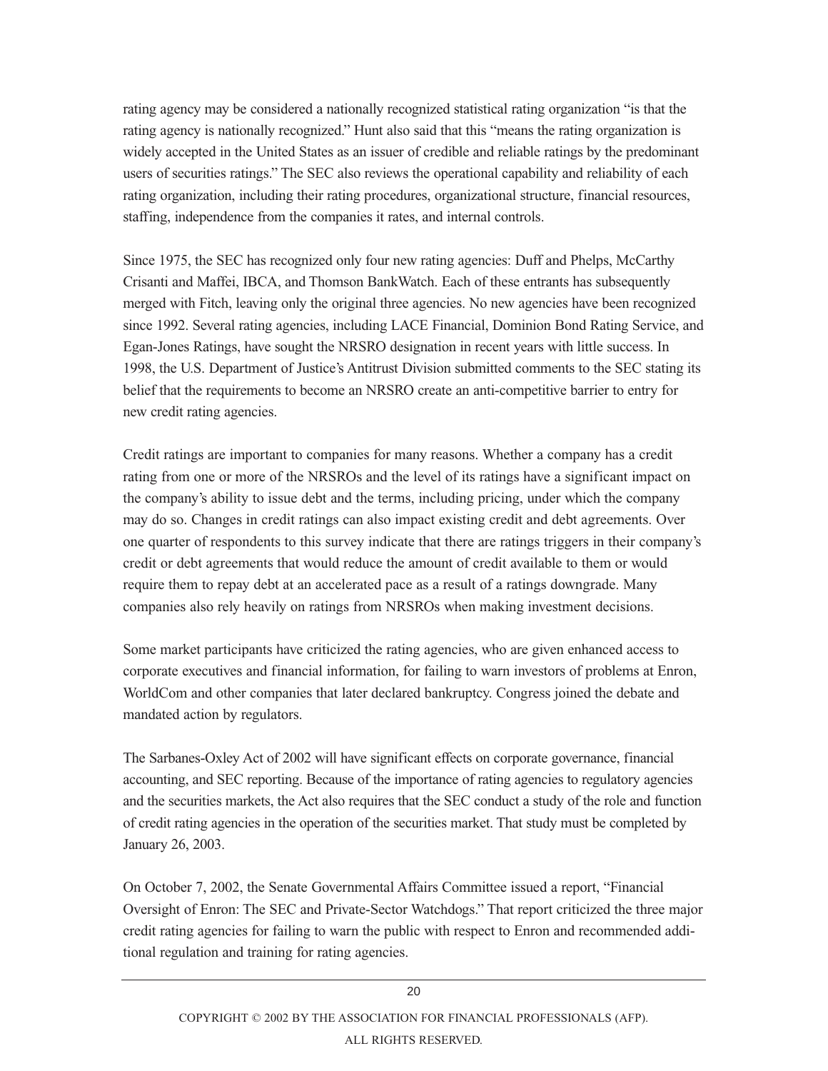rating agency may be considered a nationally recognized statistical rating organization "is that the rating agency is nationally recognized." Hunt also said that this "means the rating organization is widely accepted in the United States as an issuer of credible and reliable ratings by the predominant users of securities ratings." The SEC also reviews the operational capability and reliability of each rating organization, including their rating procedures, organizational structure, financial resources, staffing, independence from the companies it rates, and internal controls.

Since 1975, the SEC has recognized only four new rating agencies: Duff and Phelps, McCarthy Crisanti and Maffei, IBCA, and Thomson BankWatch. Each of these entrants has subsequently merged with Fitch, leaving only the original three agencies. No new agencies have been recognized since 1992. Several rating agencies, including LACE Financial, Dominion Bond Rating Service, and Egan-Jones Ratings, have sought the NRSRO designation in recent years with little success. In 1998, the U.S. Department of Justice's Antitrust Division submitted comments to the SEC stating its belief that the requirements to become an NRSRO create an anti-competitive barrier to entry for new credit rating agencies.

Credit ratings are important to companies for many reasons. Whether a company has a credit rating from one or more of the NRSROs and the level of its ratings have a significant impact on the company's ability to issue debt and the terms, including pricing, under which the company may do so. Changes in credit ratings can also impact existing credit and debt agreements. Over one quarter of respondents to this survey indicate that there are ratings triggers in their company's credit or debt agreements that would reduce the amount of credit available to them or would require them to repay debt at an accelerated pace as a result of a ratings downgrade. Many companies also rely heavily on ratings from NRSROs when making investment decisions.

Some market participants have criticized the rating agencies, who are given enhanced access to corporate executives and financial information, for failing to warn investors of problems at Enron, WorldCom and other companies that later declared bankruptcy. Congress joined the debate and mandated action by regulators.

The Sarbanes-Oxley Act of 2002 will have significant effects on corporate governance, financial accounting, and SEC reporting. Because of the importance of rating agencies to regulatory agencies and the securities markets, the Act also requires that the SEC conduct a study of the role and function of credit rating agencies in the operation of the securities market. That study must be completed by January 26, 2003.

On October 7, 2002, the Senate Governmental Affairs Committee issued a report, "Financial Oversight of Enron: The SEC and Private-Sector Watchdogs." That report criticized the three major credit rating agencies for failing to warn the public with respect to Enron and recommended additional regulation and training for rating agencies.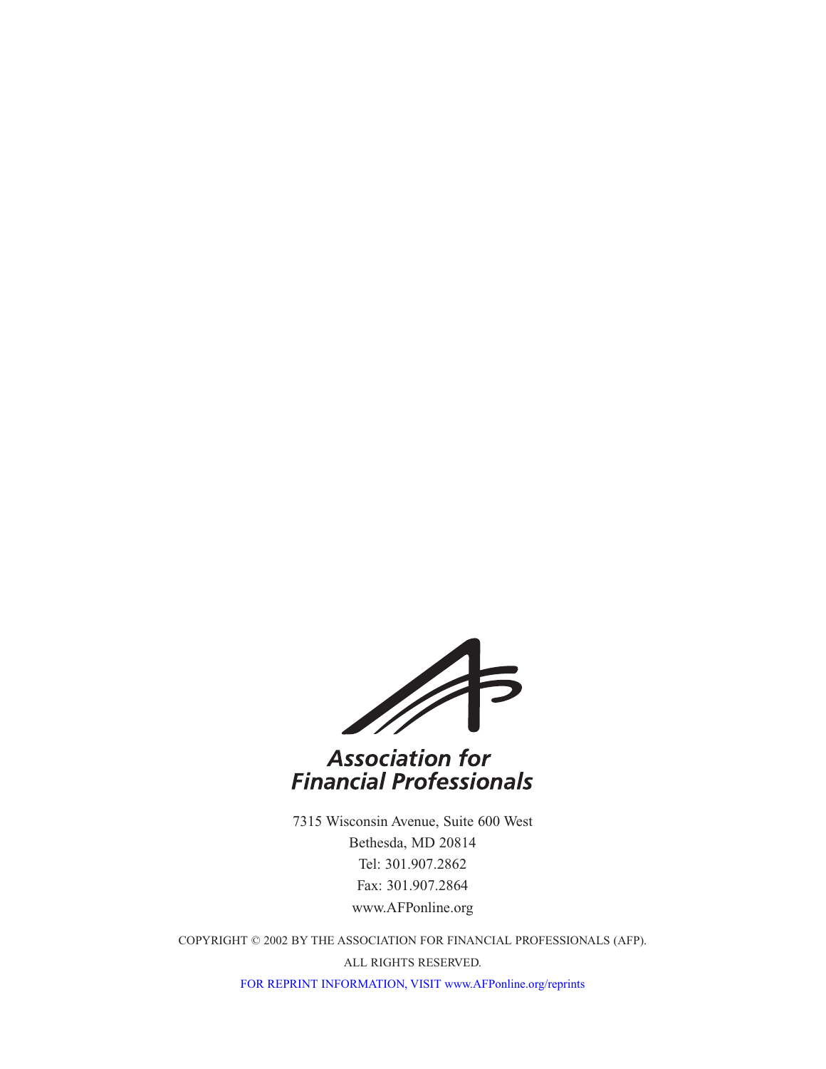Association for
Financial Professionals

7315 Wisconsin Avenue, Suite 600 West
Bethesda, MD 20814
Tel: 301.907.2862
Fax: 301.907.2864
www.AFPonline.org

COPYRIGHT © 2002 BY THE ASSOCIATION FOR FINANCIAL PROFESSIONALS (AFP).
ALL RIGHTS RESERVED.
FOR REPRINT INFORMATION, VISIT www.AFPonline.org/reprints